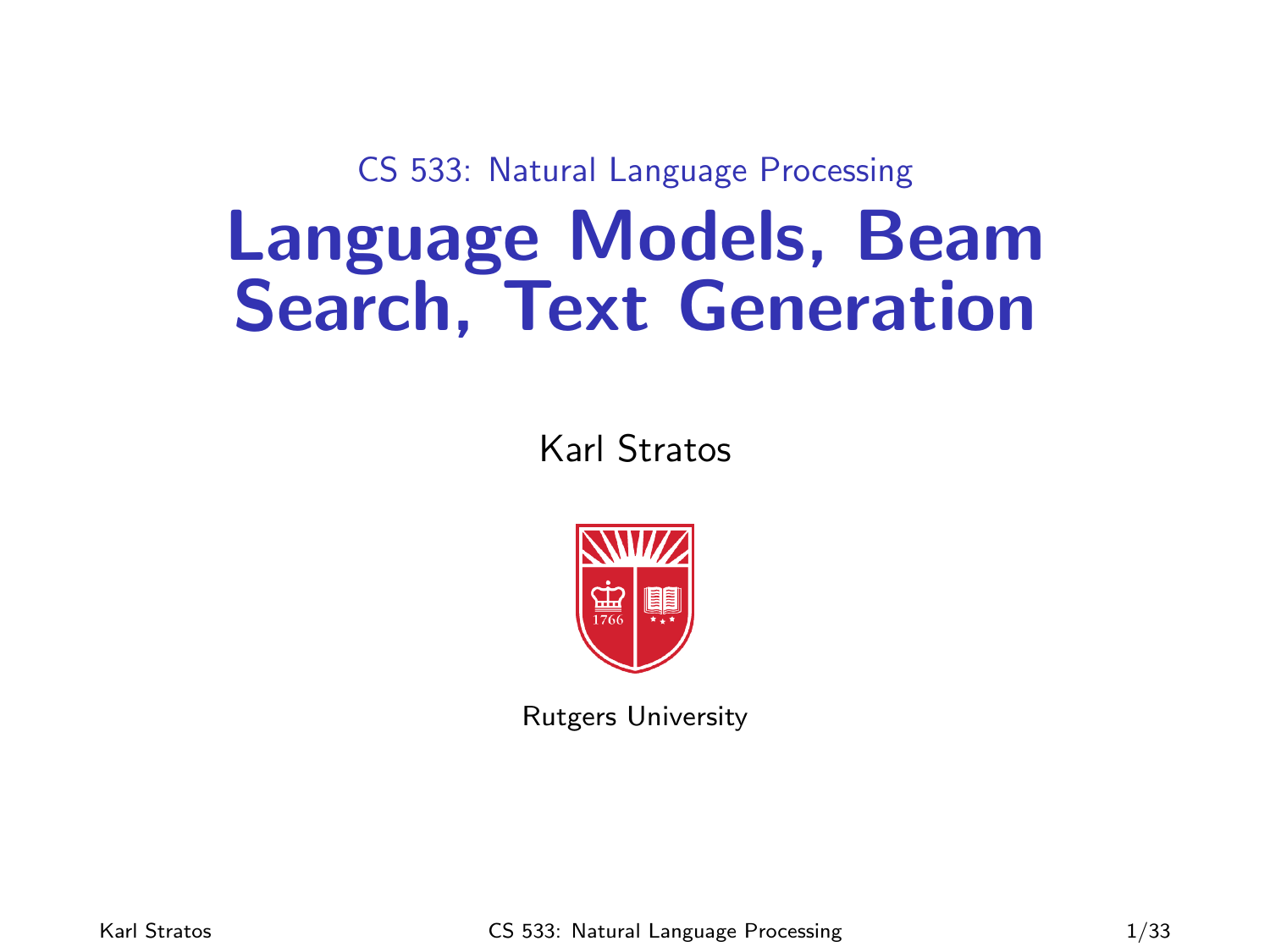CS 533: Natural Language Processing

# Language Models, Beam Search, Text Generation

Karl Stratos

Rutgers University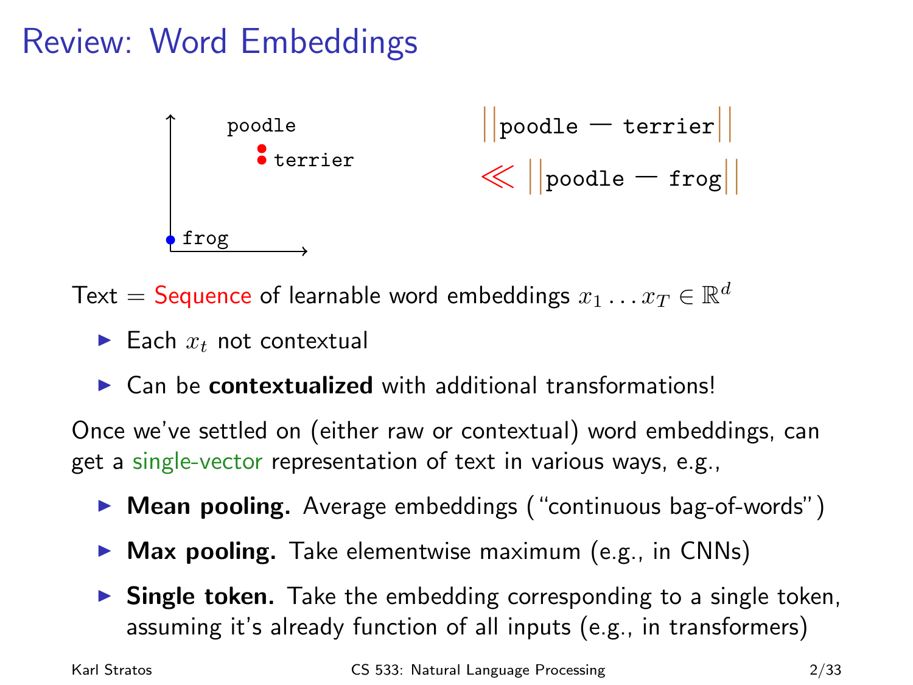# Review: Word Embeddings

poodle

terrier

frog

$$\|\texttt{poodle} - \texttt{terrier}\| \ll \|\texttt{poodle} - \texttt{frog}\|$$

Text = Sequence of learnable word embeddings $x_1 \ldots x_T \in \mathbb{R}^d$

- Each $x_t$ not contextual
- Can be **contextualized** with additional transformations!

Once we've settled on (either raw or contextual) word embeddings, can get a single-vector representation of text in various ways, e.g.,

- **Mean pooling.** Average embeddings ("continuous bag-of-words")
- **Max pooling.** Take elementwise maximum (e.g., in CNNs)
- **Single token.** Take the embedding corresponding to a single token, assuming it's already function of all inputs (e.g., in transformers)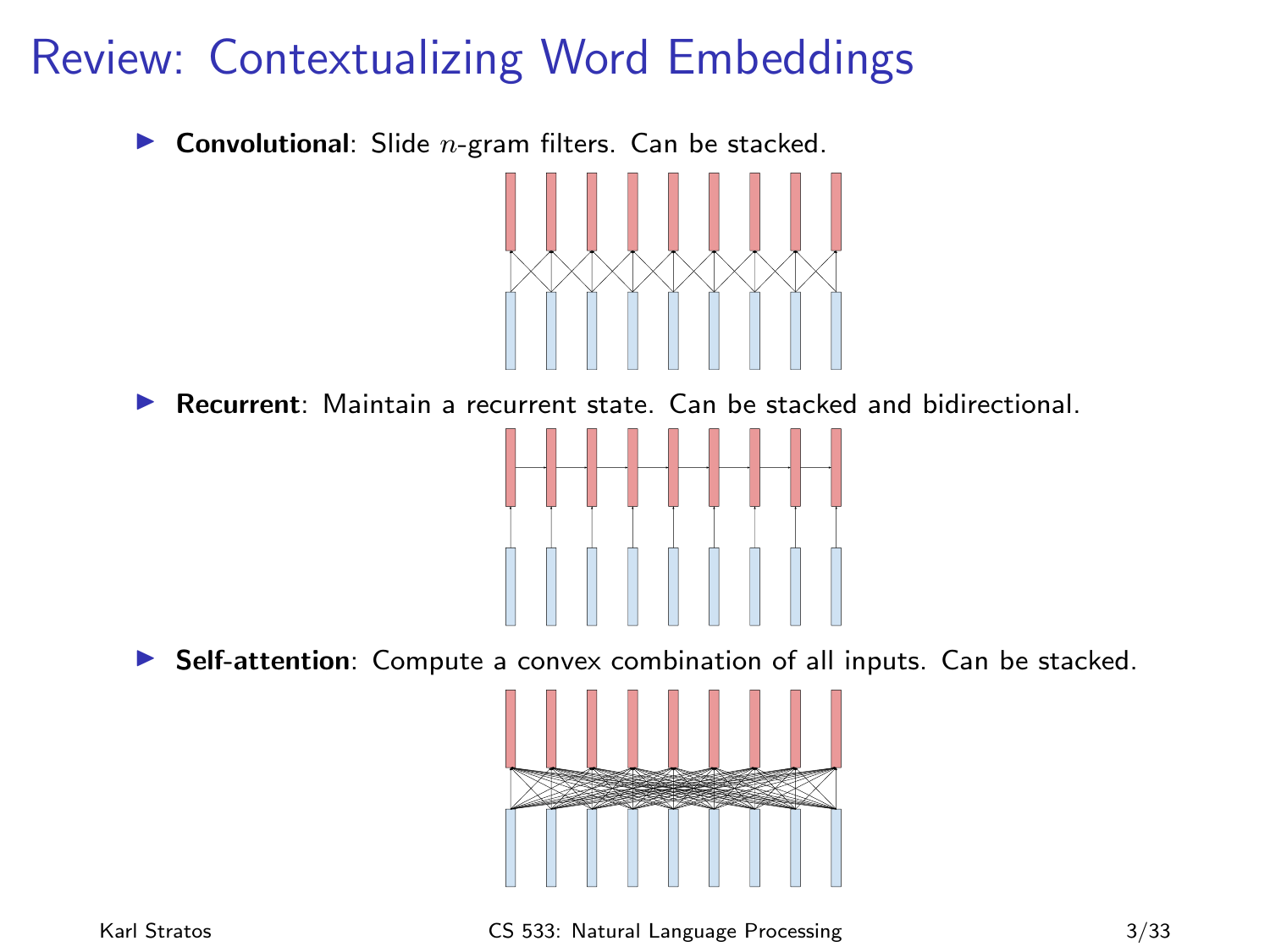# Review: Contextualizing Word Embeddings

- **Convolutional**: Slide $n$-gram filters. Can be stacked.
- **Recurrent**: Maintain a recurrent state. Can be stacked and bidirectional.
- **Self-attention**: Compute a convex combination of all inputs. Can be stacked.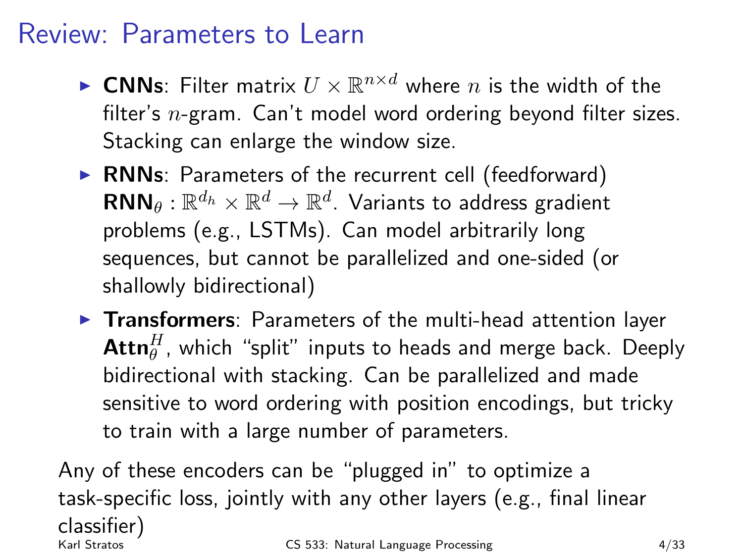# Review: Parameters to Learn

- **CNNs**: Filter matrix $U \times \mathbb{R}^{n \times d}$ where $n$ is the width of the filter's $n$-gram. Can't model word ordering beyond filter sizes. Stacking can enlarge the window size.
- **RNNs**: Parameters of the recurrent cell (feedforward) $\mathbf{RNN}_\theta : \mathbb{R}^{d_h} \times \mathbb{R}^d \to \mathbb{R}^d$. Variants to address gradient problems (e.g., LSTMs). Can model arbitrarily long sequences, but cannot be parallelized and one-sided (or shallowly bidirectional)
- **Transformers**: Parameters of the multi-head attention layer $\mathbf{Attn}_\theta^H$, which "split" inputs to heads and merge back. Deeply bidirectional with stacking. Can be parallelized and made sensitive to word ordering with position encodings, but tricky to train with a large number of parameters.

Any of these encoders can be "plugged in" to optimize a task-specific loss, jointly with any other layers (e.g., final linear classifier)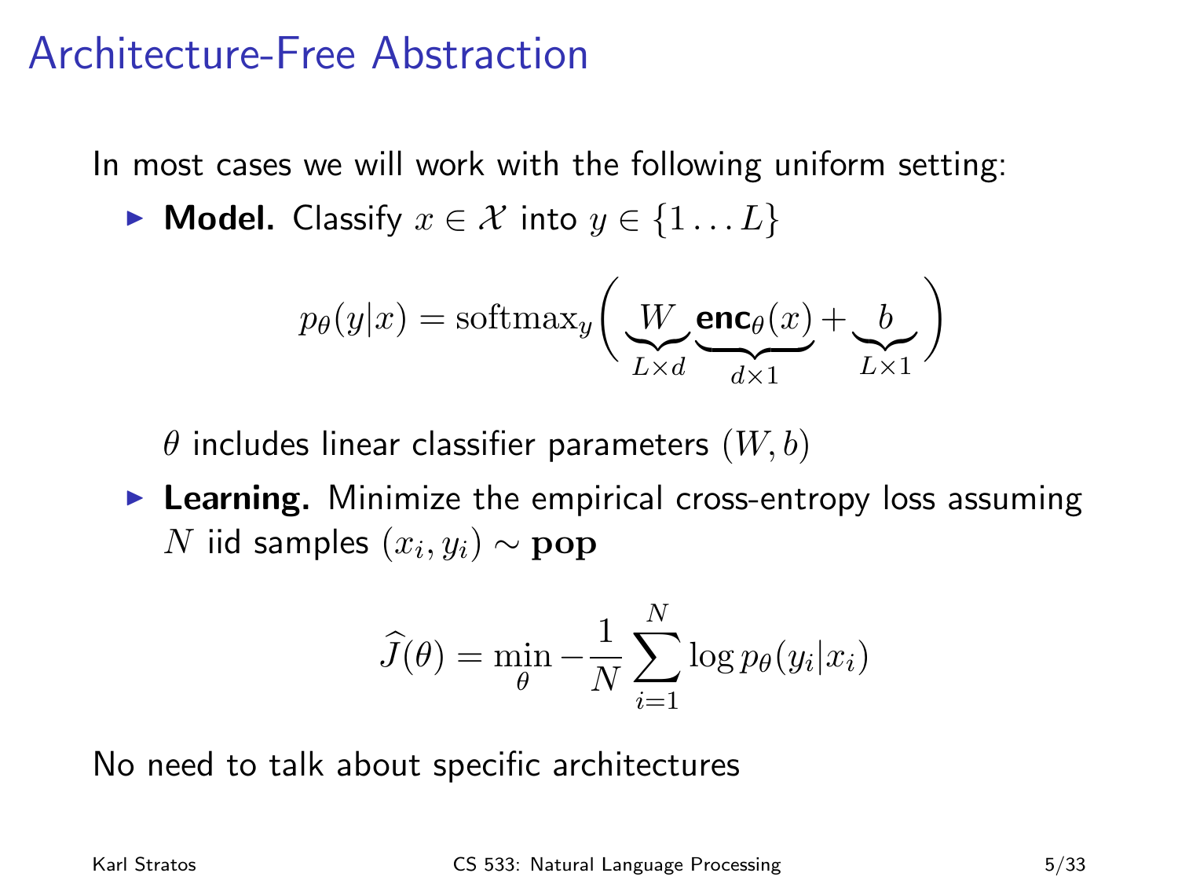# Architecture-Free Abstraction

In most cases we will work with the following uniform setting:

- **Model.** Classify $x \in \mathcal{X}$ into $y \in \{1 \ldots L\}$

$$p_\theta(y|x) = \mathrm{softmax}_y\left( \underbrace{W}_{L \times d} \underbrace{\mathbf{enc}_\theta(x)}_{d \times 1} + \underbrace{b}_{L \times 1} \right)$$

  $\theta$ includes linear classifier parameters $(W, b)$

- **Learning.** Minimize the empirical cross-entropy loss assuming $N$ iid samples $(x_i, y_i) \sim \mathbf{pop}$

$$\widehat{J}(\theta) = \min_\theta - \frac{1}{N} \sum_{i=1}^{N} \log p_\theta(y_i|x_i)$$

No need to talk about specific architectures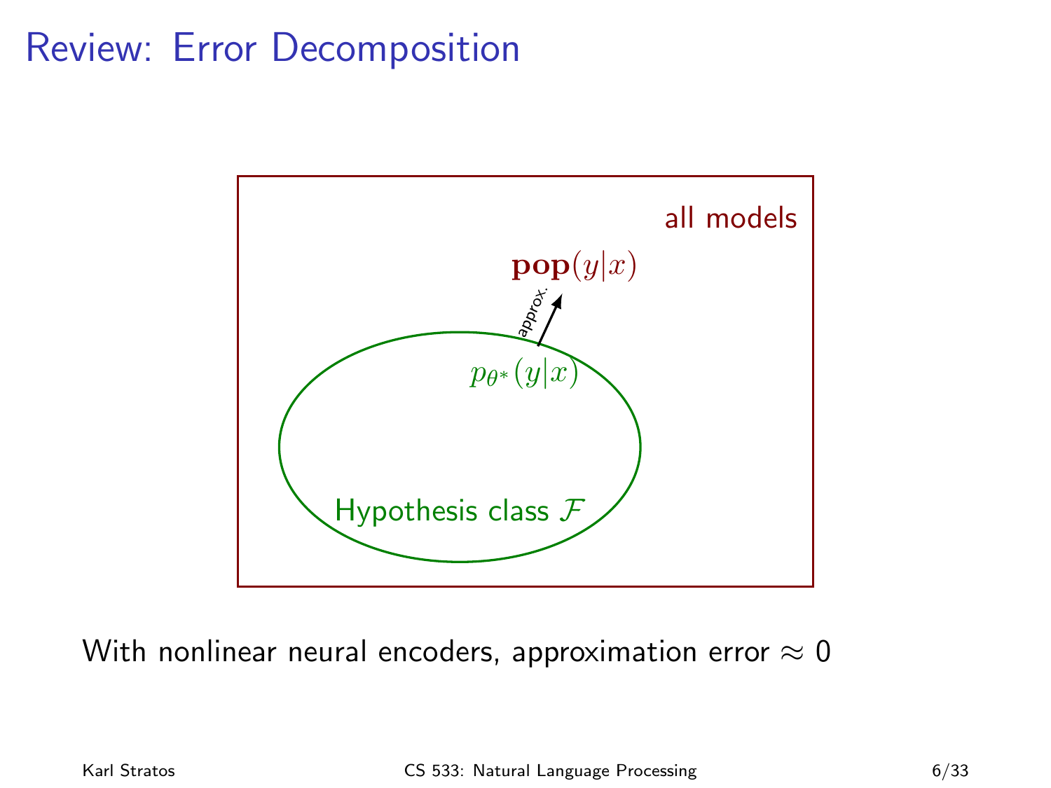# Review: Error Decomposition

all models

$\mathbf{pop}(y|x)$

approx.

$p_{\theta^*}(y|x)$

Hypothesis class $\mathcal{F}$

With nonlinear neural encoders, approximation error $\approx 0$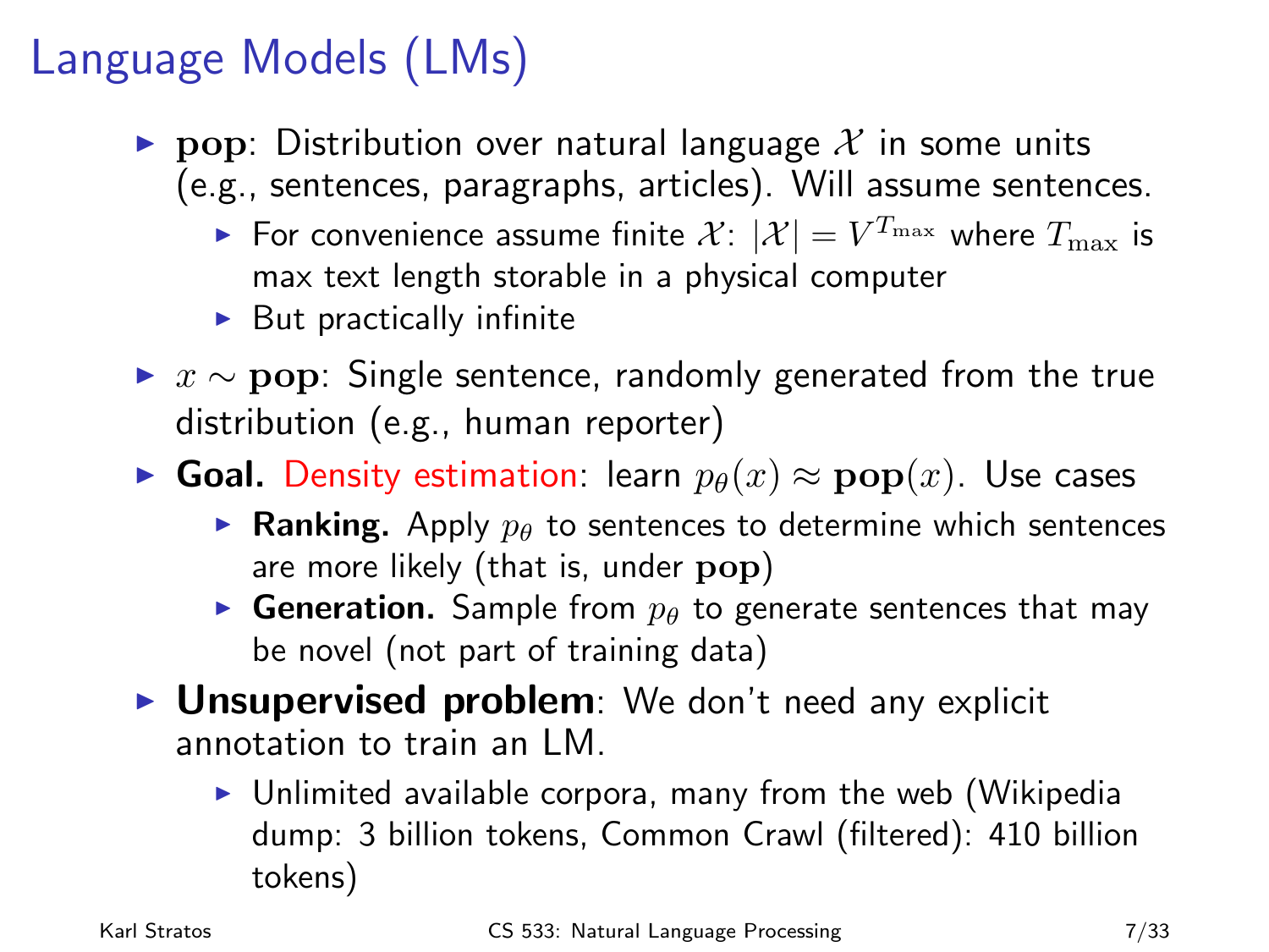# Language Models (LMs)

- $\mathbf{pop}$: Distribution over natural language $\mathcal{X}$ in some units (e.g., sentences, paragraphs, articles). Will assume sentences.
  - For convenience assume finite $\mathcal{X}$: $|\mathcal{X}| = V^{T_{\max}}$ where $T_{\max}$ is max text length storable in a physical computer
  - But practically infinite
- $x \sim \mathbf{pop}$: Single sentence, randomly generated from the true distribution (e.g., human reporter)
- **Goal.** Density estimation: learn $p_\theta(x) \approx \mathbf{pop}(x)$. Use cases
  - **Ranking.** Apply $p_\theta$ to sentences to determine which sentences are more likely (that is, under $\mathbf{pop}$)
  - **Generation.** Sample from $p_\theta$ to generate sentences that may be novel (not part of training data)
- **Unsupervised problem**: We don't need any explicit annotation to train an LM.
  - Unlimited available corpora, many from the web (Wikipedia dump: 3 billion tokens, Common Crawl (filtered): 410 billion tokens)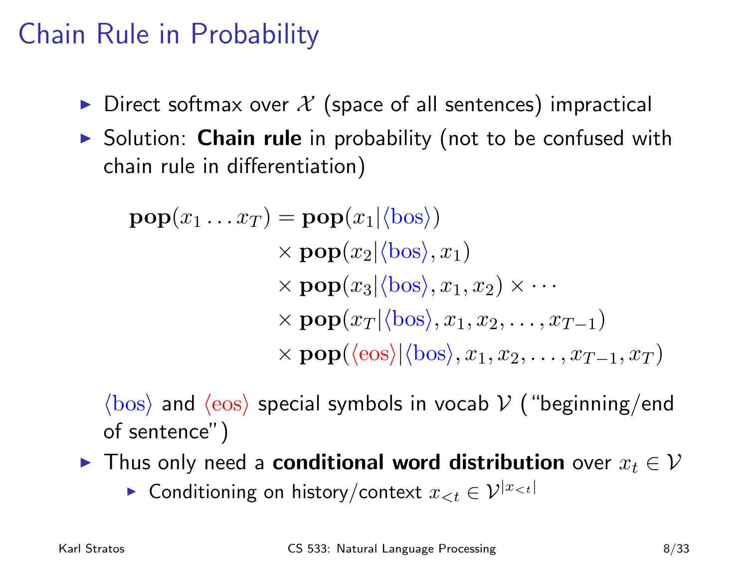# Chain Rule in Probability

- Direct softmax over $\mathcal{X}$ (space of all sentences) impractical
- Solution: **Chain rule** in probability (not to be confused with chain rule in differentiation)

$$
\begin{aligned}
\mathbf{pop}(x_1 \ldots x_T) = \; & \mathbf{pop}(x_1 | \langle \text{bos} \rangle) \\
& \times \mathbf{pop}(x_2 | \langle \text{bos} \rangle, x_1) \\
& \times \mathbf{pop}(x_3 | \langle \text{bos} \rangle, x_1, x_2) \times \cdots \\
& \times \mathbf{pop}(x_T | \langle \text{bos} \rangle, x_1, x_2, \ldots, x_{T-1}) \\
& \times \mathbf{pop}(\langle \text{eos} \rangle | \langle \text{bos} \rangle, x_1, x_2, \ldots, x_{T-1}, x_T)
\end{aligned}
$$

$\langle \text{bos} \rangle$ and $\langle \text{eos} \rangle$ special symbols in vocab $\mathcal{V}$ ("beginning/end of sentence")

- Thus only need a **conditional word distribution** over $x_t \in \mathcal{V}$
  - Conditioning on history/context $x_{<t} \in \mathcal{V}^{|x_{<t}|}$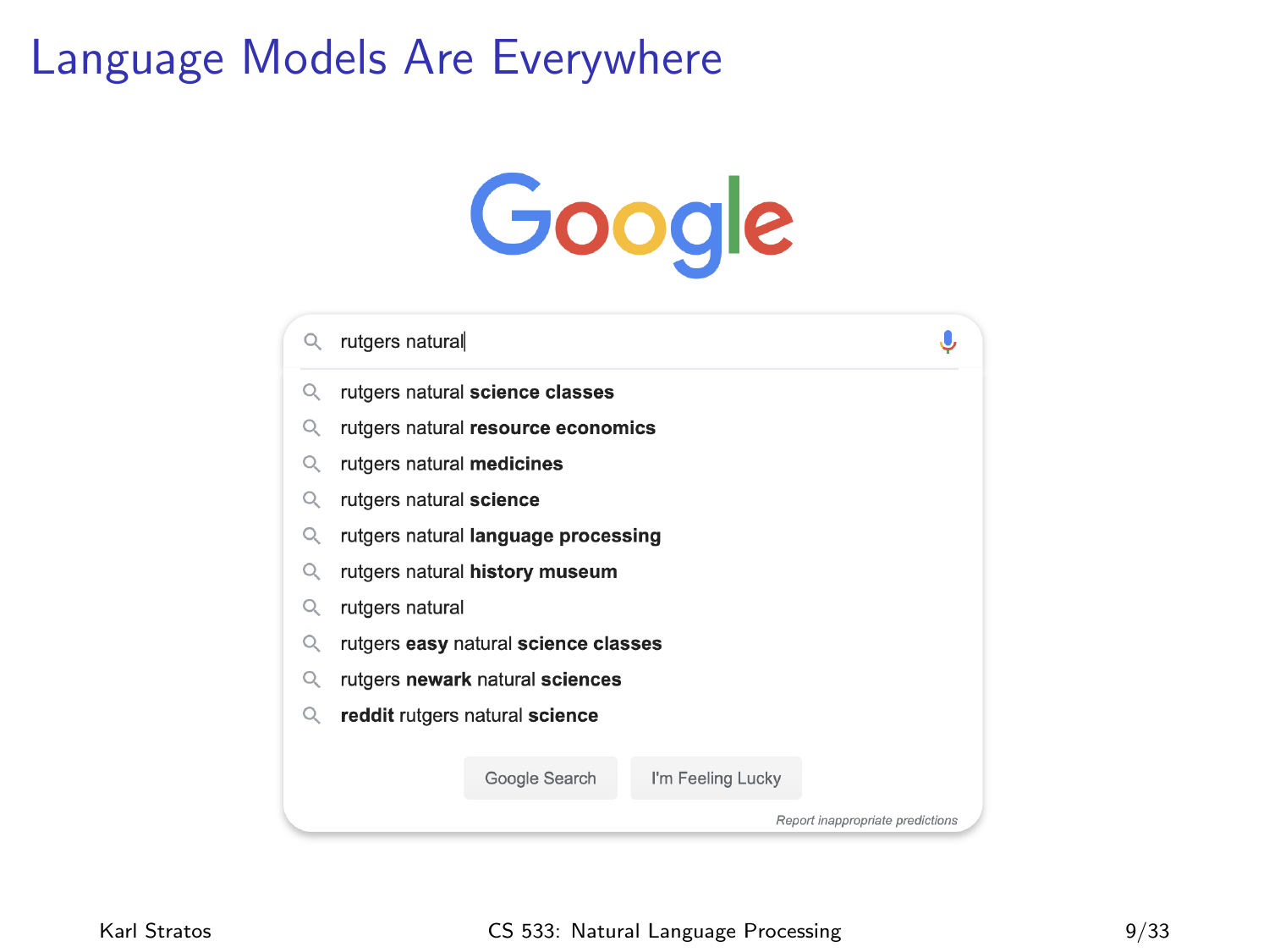# Language Models Are Everywhere

Google

rutgers natural

- rutgers natural **science classes**
- rutgers natural **resource economics**
- rutgers natural **medicines**
- rutgers natural **science**
- rutgers natural **language processing**
- rutgers natural **history museum**
- rutgers natural
- rutgers **easy** natural **science classes**
- rutgers **newark** natural **sciences**
- **reddit** rutgers natural **science**

Google Search | I'm Feeling Lucky

*Report inappropriate predictions*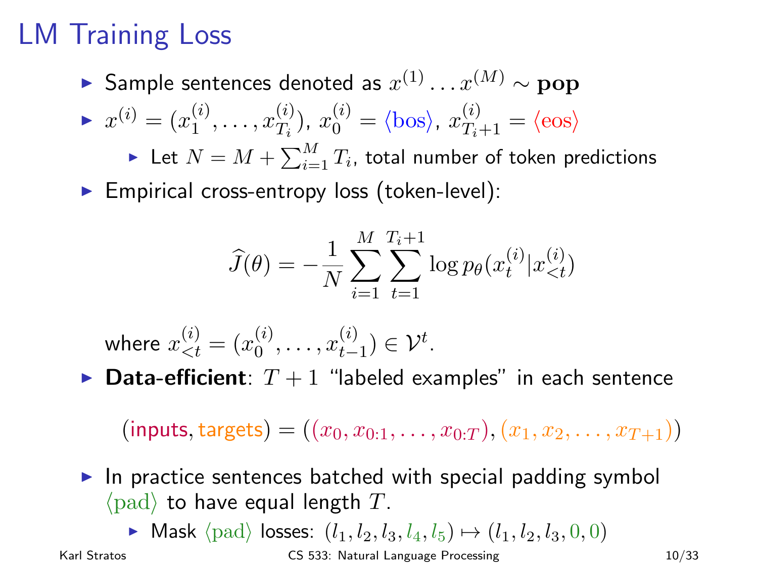# LM Training Loss

- Sample sentences denoted as $x^{(1)} \dots x^{(M)} \sim \mathbf{pop}$
- $x^{(i)} = (x_1^{(i)}, \dots, x_{T_i}^{(i)})$, $x_0^{(i)} = \langle \text{bos} \rangle$, $x_{T_i+1}^{(i)} = \langle \text{eos} \rangle$
  - Let $N = M + \sum_{i=1}^{M} T_i$, total number of token predictions
- Empirical cross-entropy loss (token-level):

$$\widehat{J}(\theta) = -\frac{1}{N} \sum_{i=1}^{M} \sum_{t=1}^{T_i+1} \log p_\theta(x_t^{(i)} | x_{<t}^{(i)})$$

where $x_{<t}^{(i)} = (x_0^{(i)}, \dots, x_{t-1}^{(i)}) \in \mathcal{V}^t$.

- **Data-efficient**: $T+1$ "labeled examples" in each sentence

$$(\text{inputs}, \text{targets}) = ((x_0, x_{0:1}, \dots, x_{0:T}), (x_1, x_2, \dots, x_{T+1}))$$

- In practice sentences batched with special padding symbol $\langle \text{pad} \rangle$ to have equal length $T$.
  - Mask $\langle \text{pad} \rangle$ losses: $(l_1, l_2, l_3, l_4, l_5) \mapsto (l_1, l_2, l_3, 0, 0)$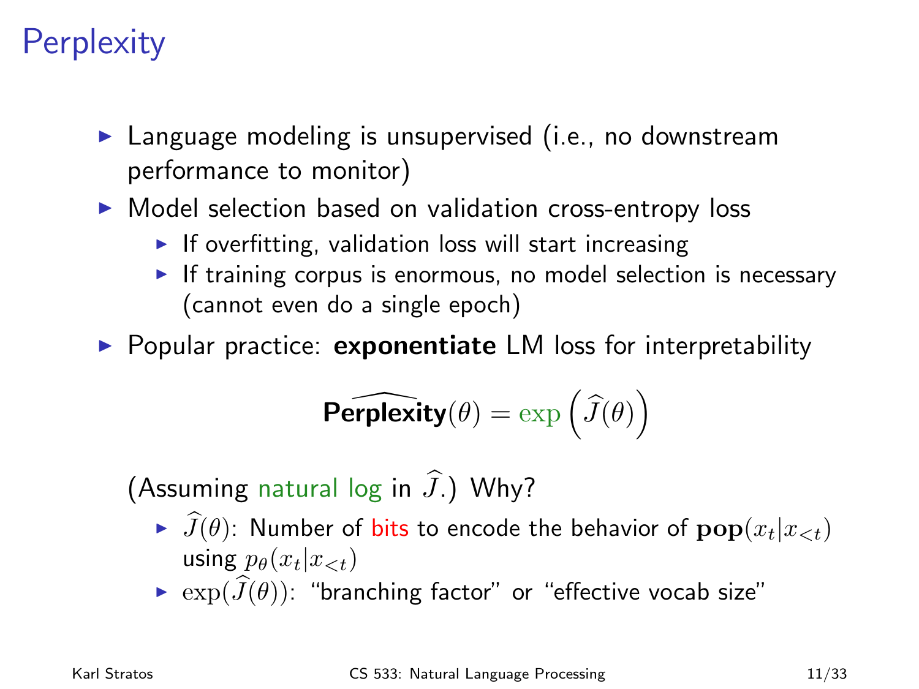# Perplexity

- Language modeling is unsupervised (i.e., no downstream performance to monitor)
- Model selection based on validation cross-entropy loss
  - If overfitting, validation loss will start increasing
  - If training corpus is enormous, no model selection is necessary (cannot even do a single epoch)
- Popular practice: **exponentiate** LM loss for interpretability

$$\widehat{\textbf{Perplexity}}(\theta) = \exp\left(\widehat{J}(\theta)\right)$$

(Assuming natural log in $\widehat{J}$.) Why?

- $\widehat{J}(\theta)$: Number of bits to encode the behavior of $\mathbf{pop}(x_t|x_{<t})$ using $p_\theta(x_t|x_{<t})$
- $\exp(\widehat{J}(\theta))$: "branching factor" or "effective vocab size"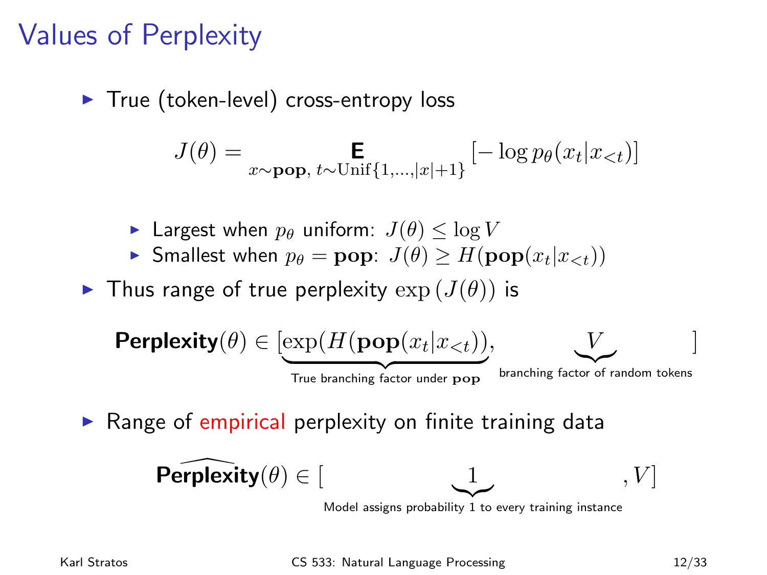# Values of Perplexity

- True (token-level) cross-entropy loss

$$J(\theta) = \mathop{\mathbf{E}}_{x \sim \mathbf{pop},\, t \sim \text{Unif}\{1,\ldots,|x|+1\}} \left[ -\log p_\theta(x_t | x_{<t}) \right]$$

  - Largest when $p_\theta$ uniform: $J(\theta) \leq \log V$
  - Smallest when $p_\theta = \mathbf{pop}$: $J(\theta) \geq H(\mathbf{pop}(x_t | x_{<t}))$

- Thus range of true perplexity $\exp\left(J(\theta)\right)$ is

$$\textbf{Perplexity}(\theta) \in [\underbrace{\exp(H(\mathbf{pop}(x_t|x_{<t}))}_{\text{True branching factor under } \mathbf{pop}}, \underbrace{V}_{\text{branching factor of random tokens}}]$$

- Range of empirical perplexity on finite training data

$$\widehat{\textbf{Perplexity}}(\theta) \in [\underbrace{1}_{\text{Model assigns probability 1 to every training instance}}, V]$$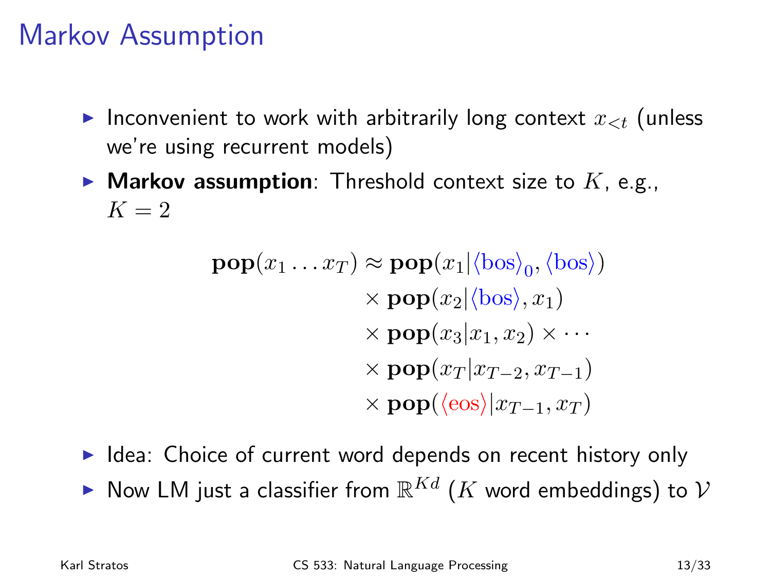# Markov Assumption

- Inconvenient to work with arbitrarily long context $x_{<t}$ (unless we're using recurrent models)
- **Markov assumption**: Threshold context size to $K$, e.g., $K = 2$

$$
\begin{aligned}
\mathbf{pop}(x_1 \ldots x_T) \approx\ & \mathbf{pop}(x_1 | \langle \text{bos} \rangle_0, \langle \text{bos} \rangle) \\
& \times \mathbf{pop}(x_2 | \langle \text{bos} \rangle, x_1) \\
& \times \mathbf{pop}(x_3 | x_1, x_2) \times \cdots \\
& \times \mathbf{pop}(x_T | x_{T-2}, x_{T-1}) \\
& \times \mathbf{pop}(\langle \text{eos} \rangle | x_{T-1}, x_T)
\end{aligned}
$$

- Idea: Choice of current word depends on recent history only
- Now LM just a classifier from $\mathbb{R}^{Kd}$ ($K$ word embeddings) to $\mathcal{V}$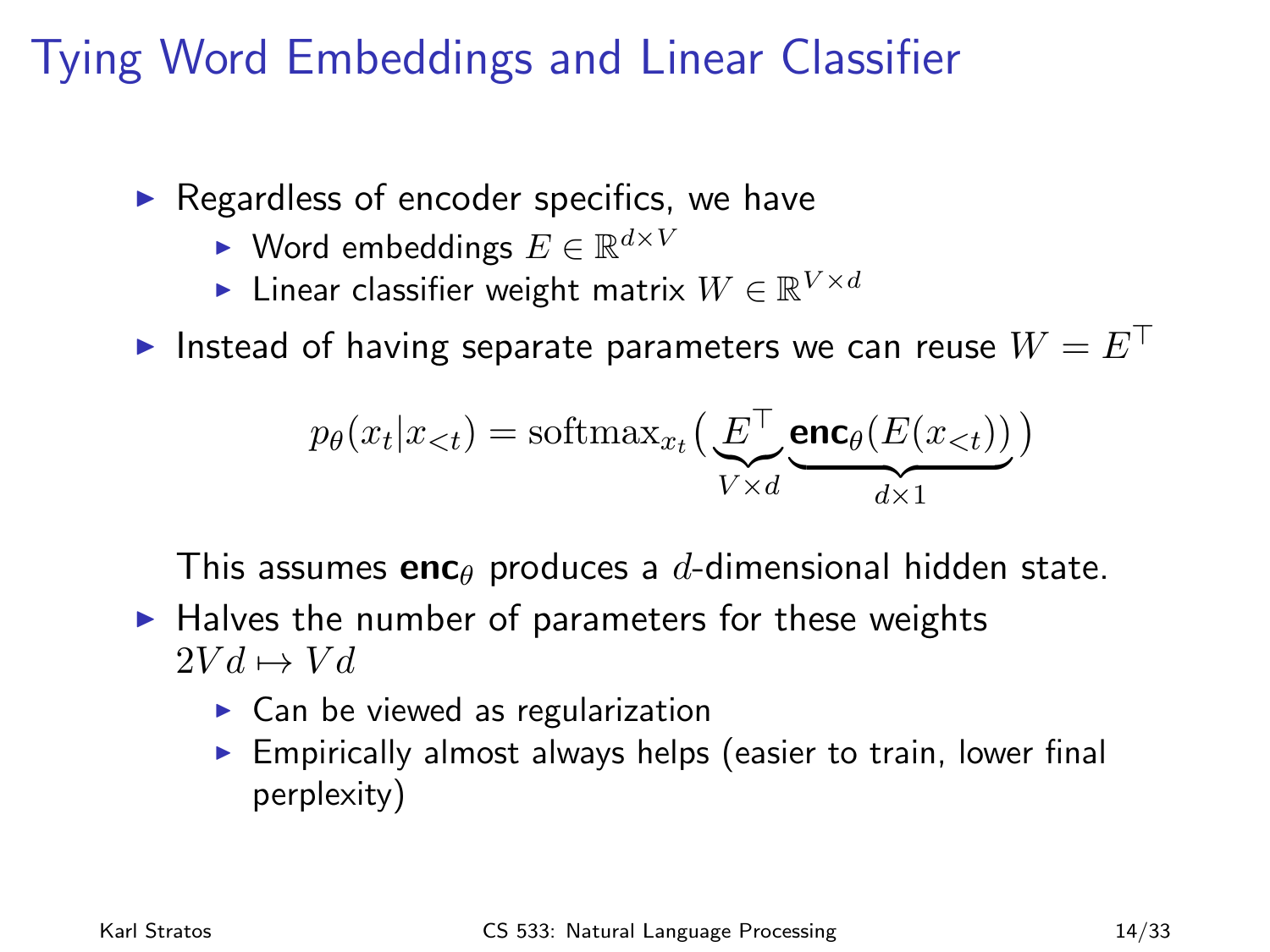# Tying Word Embeddings and Linear Classifier

- Regardless of encoder specifics, we have
  - Word embeddings $E \in \mathbb{R}^{d \times V}$
  - Linear classifier weight matrix $W \in \mathbb{R}^{V \times d}$
- Instead of having separate parameters we can reuse $W = E^\top$

$$p_\theta(x_t | x_{<t}) = \mathrm{softmax}_{x_t}\big( \underbrace{E^\top}_{V \times d} \underbrace{\mathbf{enc}_\theta(E(x_{<t}))}_{d \times 1} \big)$$

  This assumes $\mathbf{enc}_\theta$ produces a $d$-dimensional hidden state.

- Halves the number of parameters for these weights $2Vd \mapsto Vd$
  - Can be viewed as regularization
  - Empirically almost always helps (easier to train, lower final perplexity)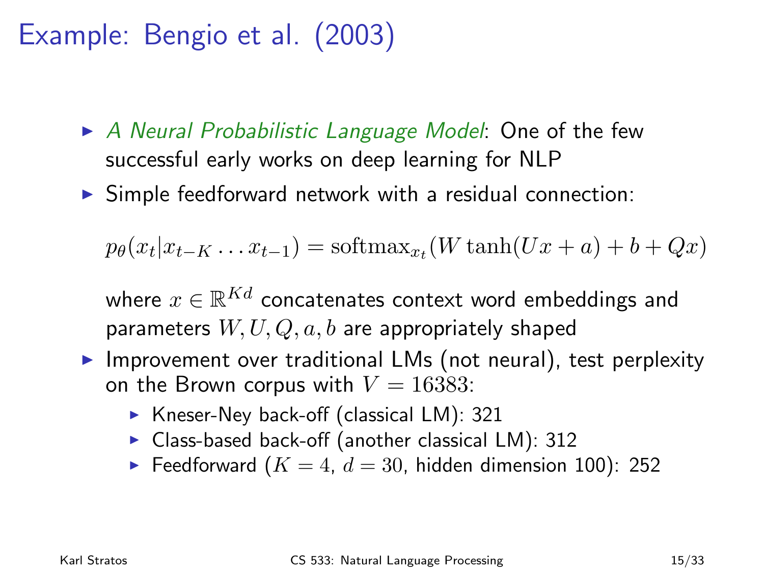# Example: Bengio et al. (2003)

- *A Neural Probabilistic Language Model*: One of the few successful early works on deep learning for NLP
- Simple feedforward network with a residual connection:

$$p_\theta(x_t | x_{t-K} \ldots x_{t-1}) = \text{softmax}_{x_t}(W \tanh(Ux + a) + b + Qx)$$

  where $x \in \mathbb{R}^{Kd}$ concatenates context word embeddings and parameters $W, U, Q, a, b$ are appropriately shaped

- Improvement over traditional LMs (not neural), test perplexity on the Brown corpus with $V = 16383$:
  - Kneser-Ney back-off (classical LM): 321
  - Class-based back-off (another classical LM): 312
  - Feedforward ($K = 4$, $d = 30$, hidden dimension 100): 252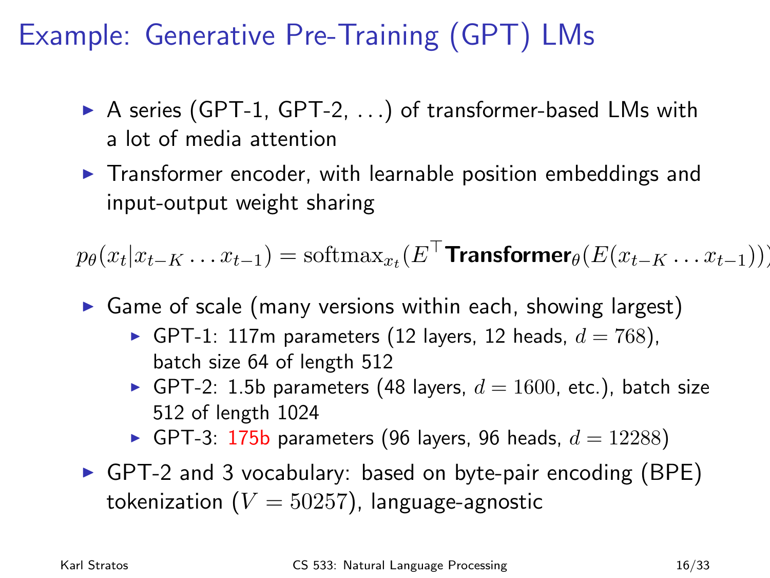# Example: Generative Pre-Training (GPT) LMs

- A series (GPT-1, GPT-2, ...) of transformer-based LMs with a lot of media attention
- Transformer encoder, with learnable position embeddings and input-output weight sharing

$$p_\theta(x_t | x_{t-K} \dots x_{t-1}) = \text{softmax}_{x_t}(E^\top \textbf{Transformer}_\theta(E(x_{t-K} \dots x_{t-1})))$$

- Game of scale (many versions within each, showing largest)
  - GPT-1: 117m parameters (12 layers, 12 heads, $d = 768$), batch size 64 of length 512
  - GPT-2: 1.5b parameters (48 layers, $d = 1600$, etc.), batch size 512 of length 1024
  - GPT-3: 175b parameters (96 layers, 96 heads, $d = 12288$)
- GPT-2 and 3 vocabulary: based on byte-pair encoding (BPE) tokenization ($V = 50257$), language-agnostic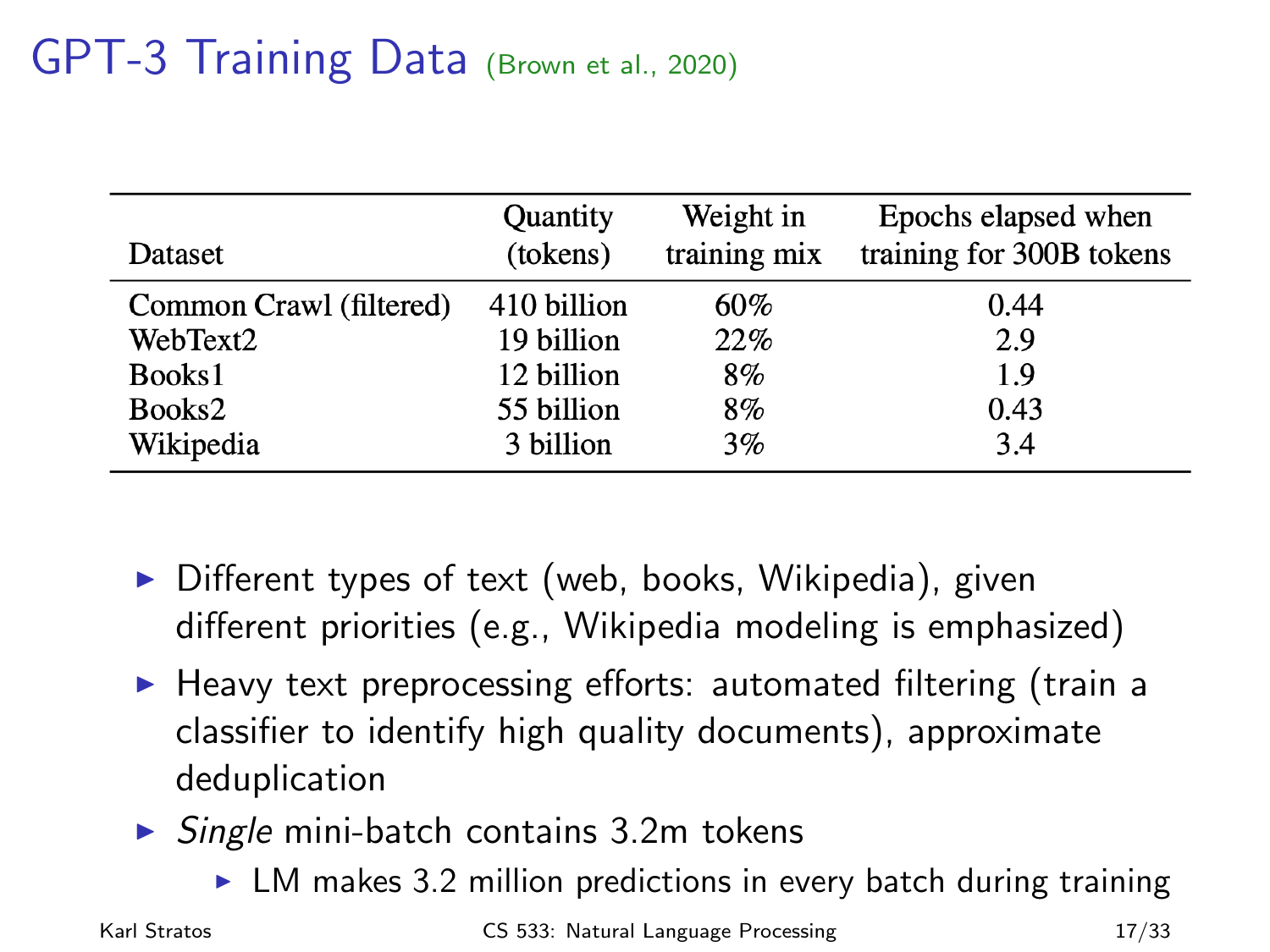# GPT-3 Training Data (Brown et al., 2020)

| Dataset | Quantity (tokens) | Weight in training mix | Epochs elapsed when training for 300B tokens |
|---|---|---|---|
| Common Crawl (filtered) | 410 billion | 60% | 0.44 |
| WebText2 | 19 billion | 22% | 2.9 |
| Books1 | 12 billion | 8% | 1.9 |
| Books2 | 55 billion | 8% | 0.43 |
| Wikipedia | 3 billion | 3% | 3.4 |

- Different types of text (web, books, Wikipedia), given different priorities (e.g., Wikipedia modeling is emphasized)
- Heavy text preprocessing efforts: automated filtering (train a classifier to identify high quality documents), approximate deduplication
- *Single* mini-batch contains 3.2m tokens
  - LM makes 3.2 million predictions in every batch during training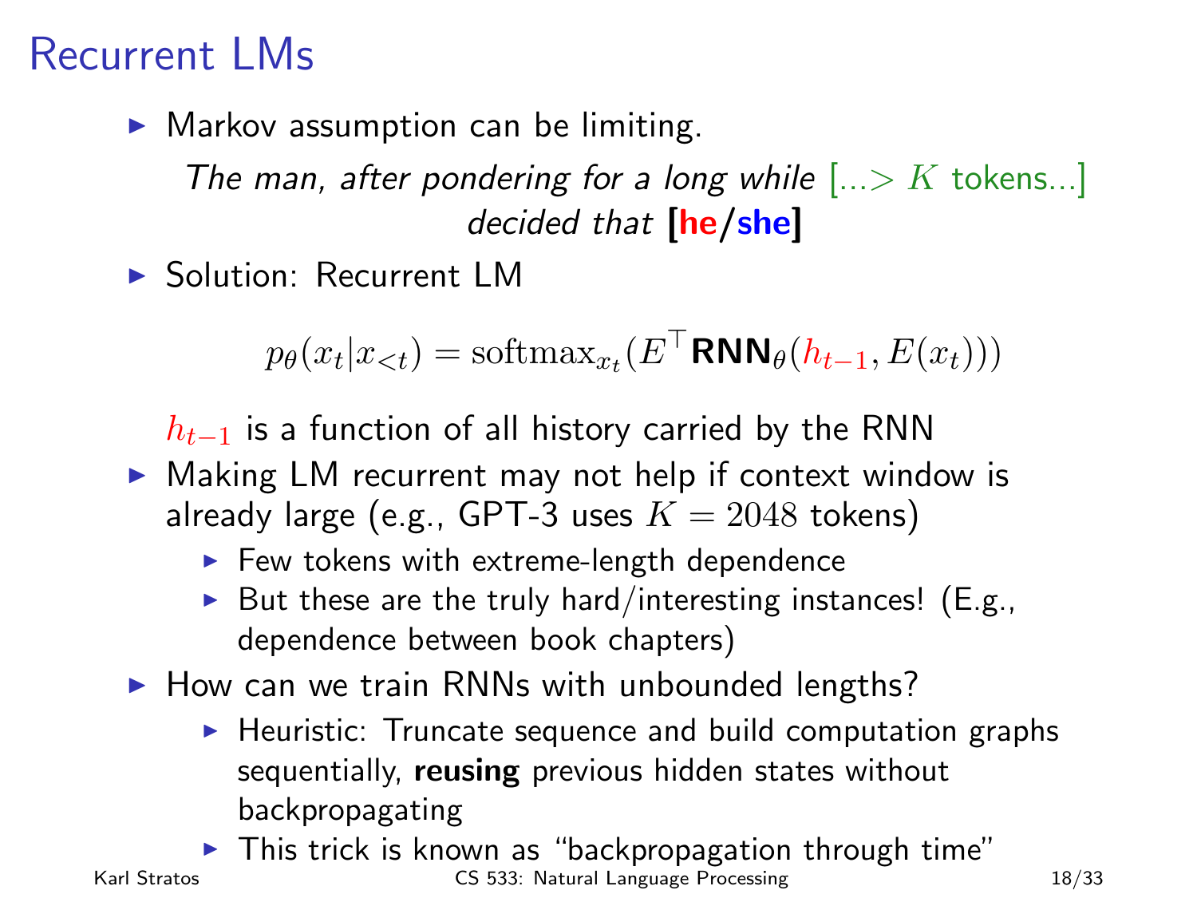# Recurrent LMs

- Markov assumption can be limiting.

  *The man, after pondering for a long while* [...$> K$ tokens...] *decided that* **[he/she]**

- Solution: Recurrent LM

$$p_\theta(x_t|x_{<t}) = \text{softmax}_{x_t}(E^\top \textbf{RNN}_\theta(h_{t-1}, E(x_t)))$$

  $h_{t-1}$ is a function of all history carried by the RNN

- Making LM recurrent may not help if context window is already large (e.g., GPT-3 uses $K = 2048$ tokens)
  - Few tokens with extreme-length dependence
  - But these are the truly hard/interesting instances! (E.g., dependence between book chapters)
- How can we train RNNs with unbounded lengths?
  - Heuristic: Truncate sequence and build computation graphs sequentially, **reusing** previous hidden states without backpropagating
  - This trick is known as "backpropagation through time"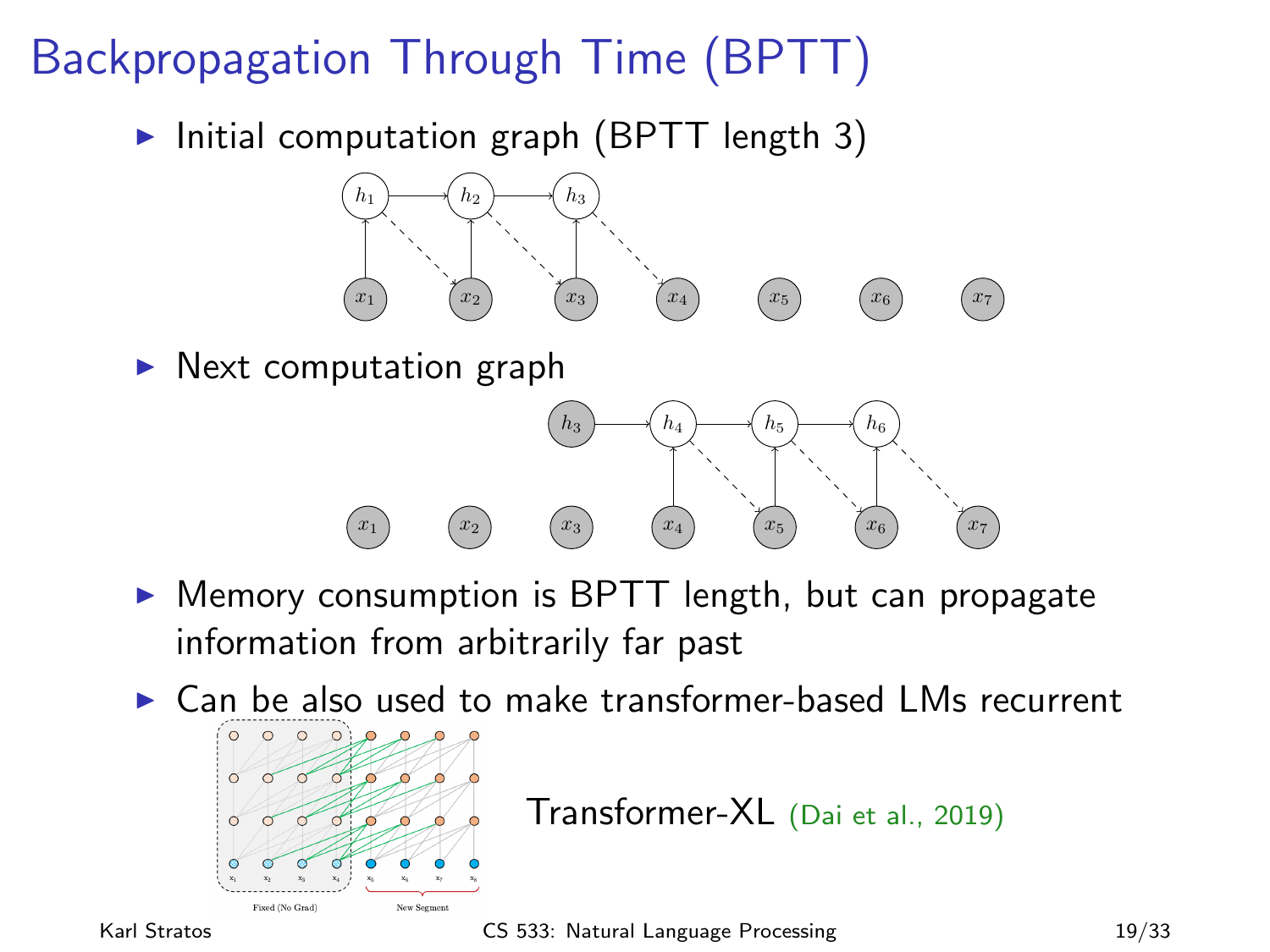# Backpropagation Through Time (BPTT)

- Initial computation graph (BPTT length 3)
- Next computation graph
- Memory consumption is BPTT length, but can propagate information from arbitrarily far past
- Can be also used to make transformer-based LMs recurrent

Transformer-XL (Dai et al., 2019)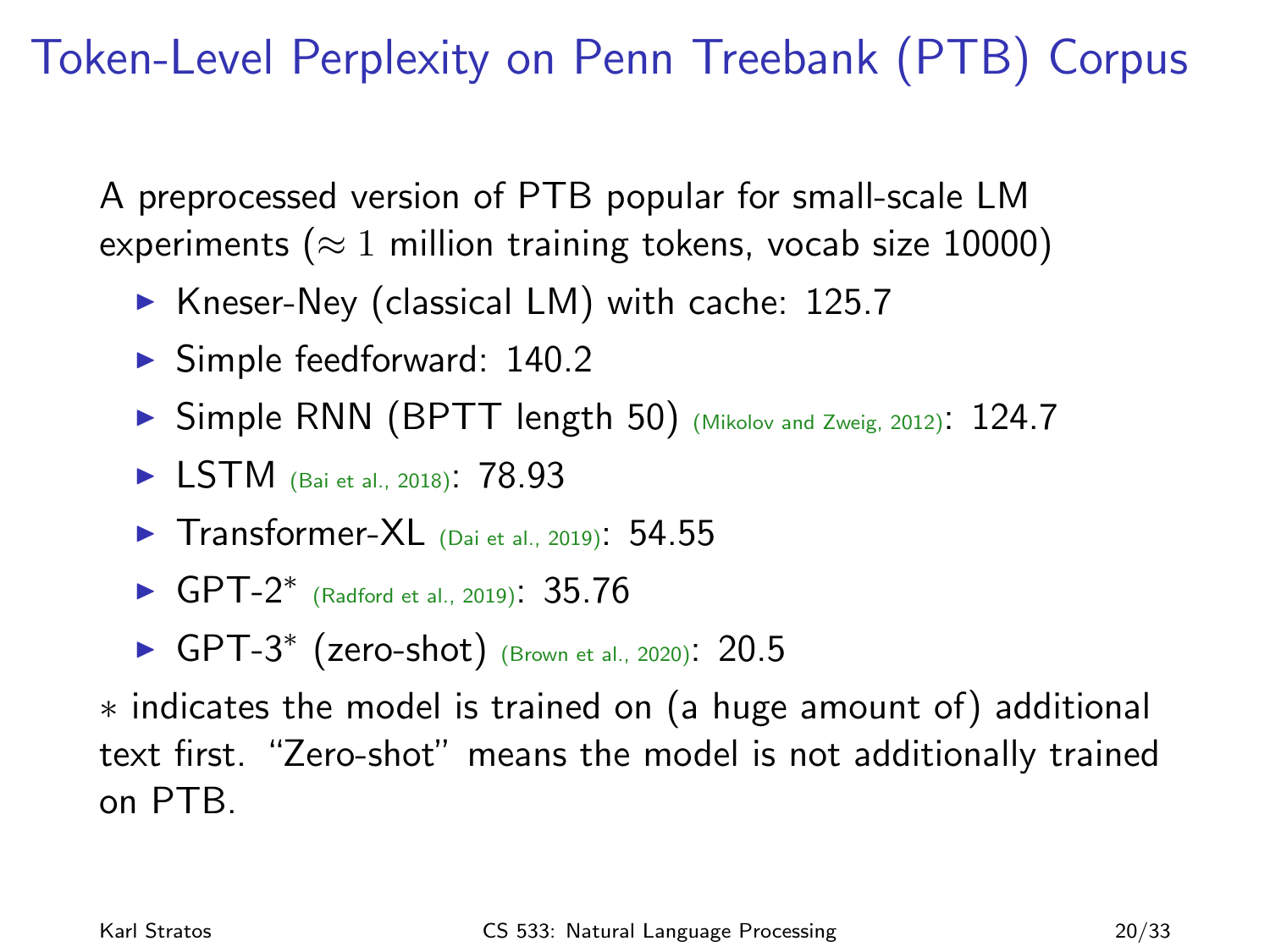# Token-Level Perplexity on Penn Treebank (PTB) Corpus

A preprocessed version of PTB popular for small-scale LM experiments ($\approx 1$ million training tokens, vocab size 10000)

- Kneser-Ney (classical LM) with cache: 125.7
- Simple feedforward: 140.2
- Simple RNN (BPTT length 50) (Mikolov and Zweig, 2012): 124.7
- LSTM (Bai et al., 2018): 78.93
- Transformer-XL (Dai et al., 2019): 54.55
- GPT-2* (Radford et al., 2019): 35.76
- GPT-3* (zero-shot) (Brown et al., 2020): 20.5

* indicates the model is trained on (a huge amount of) additional text first. "Zero-shot" means the model is not additionally trained on PTB.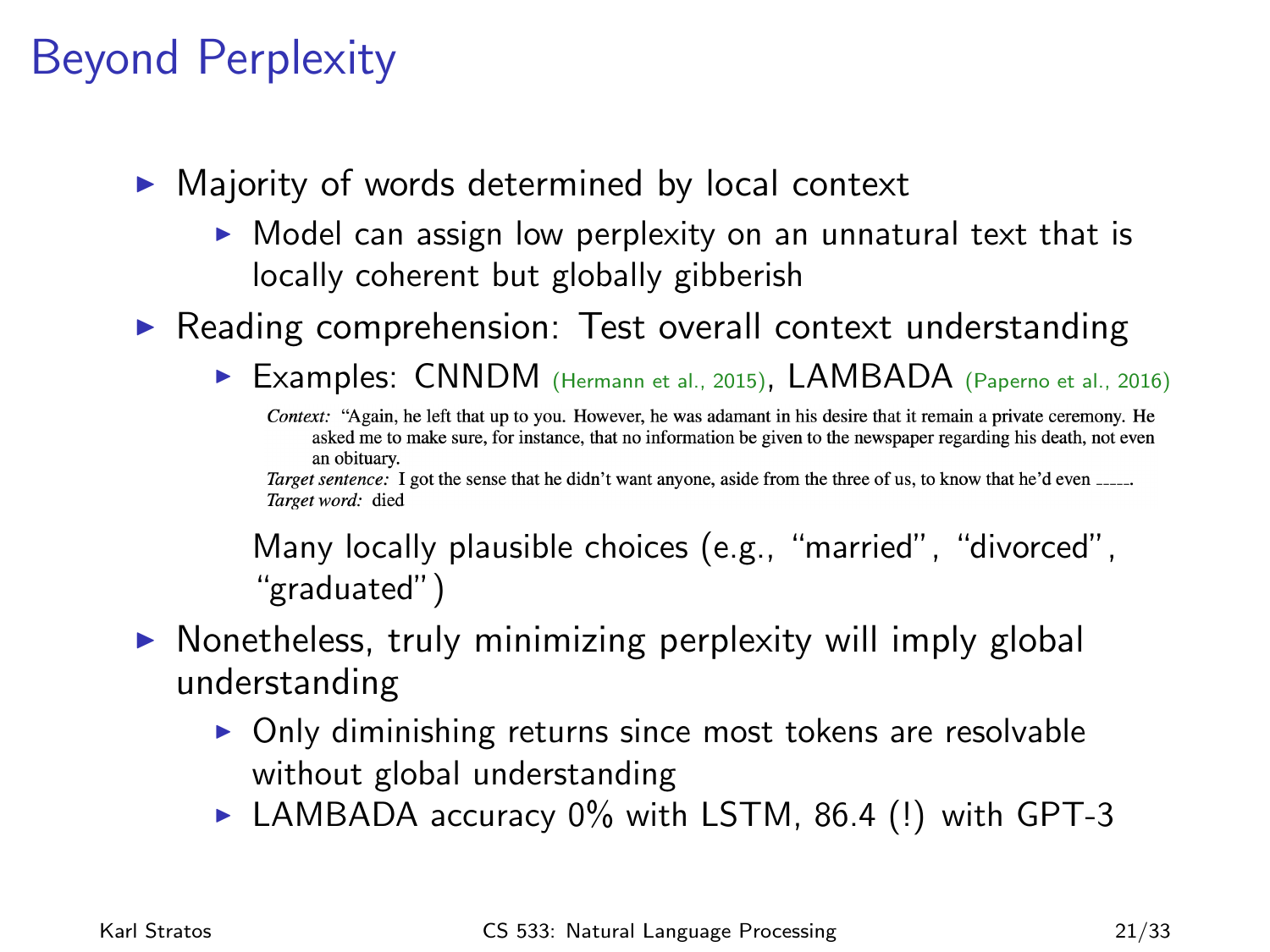# Beyond Perplexity

- Majority of words determined by local context
  - Model can assign low perplexity on an unnatural text that is locally coherent but globally gibberish
- Reading comprehension: Test overall context understanding
  - Examples: CNNDM (Hermann et al., 2015), LAMBADA (Paperno et al., 2016)

    *Context:* "Again, he left that up to you. However, he was adamant in his desire that it remain a private ceremony. He asked me to make sure, for instance, that no information be given to the newspaper regarding his death, not even an obituary.
    *Target sentence:* I got the sense that he didn't want anyone, aside from the three of us, to know that he'd even _____.
    *Target word:* died

    Many locally plausible choices (e.g., "married", "divorced", "graduated")
- Nonetheless, truly minimizing perplexity will imply global understanding
  - Only diminishing returns since most tokens are resolvable without global understanding
  - LAMBADA accuracy 0% with LSTM, 86.4 (!) with GPT-3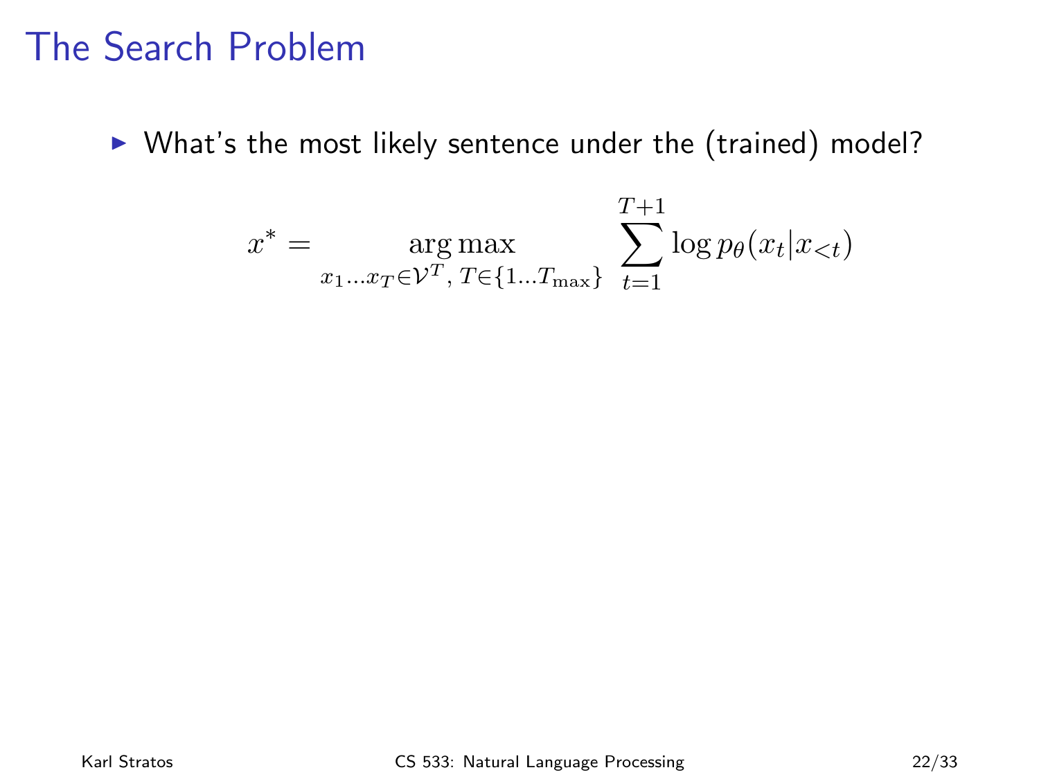# The Search Problem

- What's the most likely sentence under the (trained) model?

$$x^* = \underset{x_1 \ldots x_T \in \mathcal{V}^T,\, T \in \{1 \ldots T_{\max}\}}{\arg\max} \sum_{t=1}^{T+1} \log p_\theta(x_t | x_{<t})$$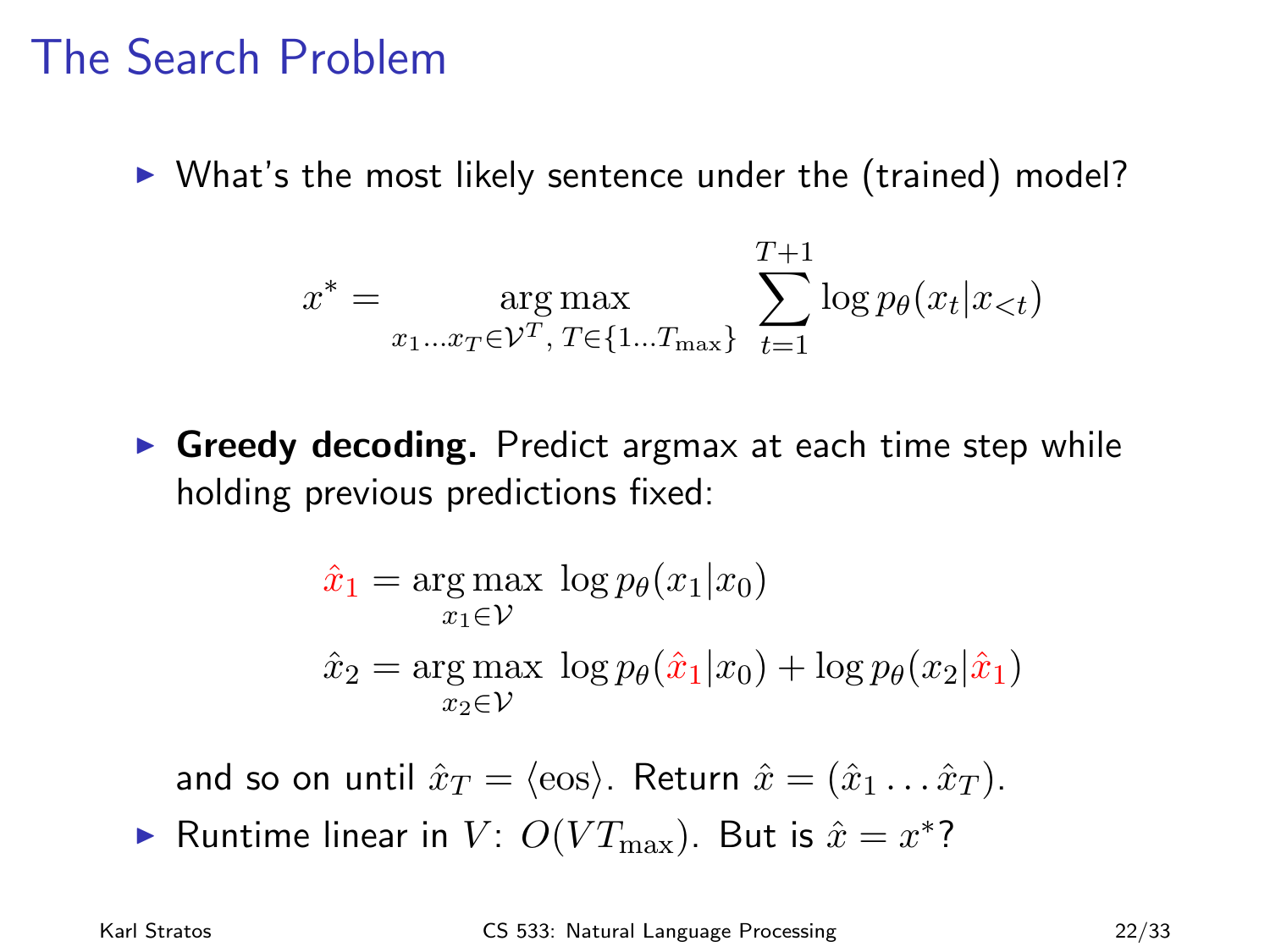# The Search Problem

- What's the most likely sentence under the (trained) model?

$$x^* = \operatorname*{arg\,max}_{x_1 \ldots x_T \in \mathcal{V}^T,\, T \in \{1 \ldots T_{\max}\}} \sum_{t=1}^{T+1} \log p_\theta(x_t | x_{<t})$$

- **Greedy decoding.** Predict argmax at each time step while holding previous predictions fixed:

$$\hat{x}_1 = \operatorname*{arg\,max}_{x_1 \in \mathcal{V}} \; \log p_\theta(x_1 | x_0)$$

$$\hat{x}_2 = \operatorname*{arg\,max}_{x_2 \in \mathcal{V}} \; \log p_\theta(\hat{x}_1 | x_0) + \log p_\theta(x_2 | \hat{x}_1)$$

  and so on until $\hat{x}_T = \langle \text{eos} \rangle$. Return $\hat{x} = (\hat{x}_1 \ldots \hat{x}_T)$.

- Runtime linear in $V$: $O(VT_{\max})$. But is $\hat{x} = x^*$?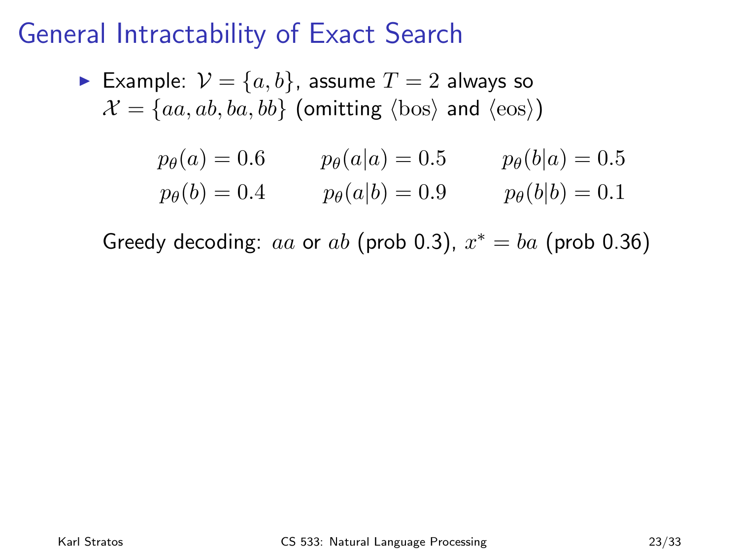# General Intractability of Exact Search

- Example: $\mathcal{V} = \{a, b\}$, assume $T = 2$ always so $\mathcal{X} = \{aa, ab, ba, bb\}$ (omitting $\langle \text{bos} \rangle$ and $\langle \text{eos} \rangle$)

$$p_\theta(a) = 0.6 \qquad p_\theta(a|a) = 0.5 \qquad p_\theta(b|a) = 0.5$$

$$p_\theta(b) = 0.4 \qquad p_\theta(a|b) = 0.9 \qquad p_\theta(b|b) = 0.1$$

Greedy decoding: $aa$ or $ab$ (prob 0.3), $x^* = ba$ (prob 0.36)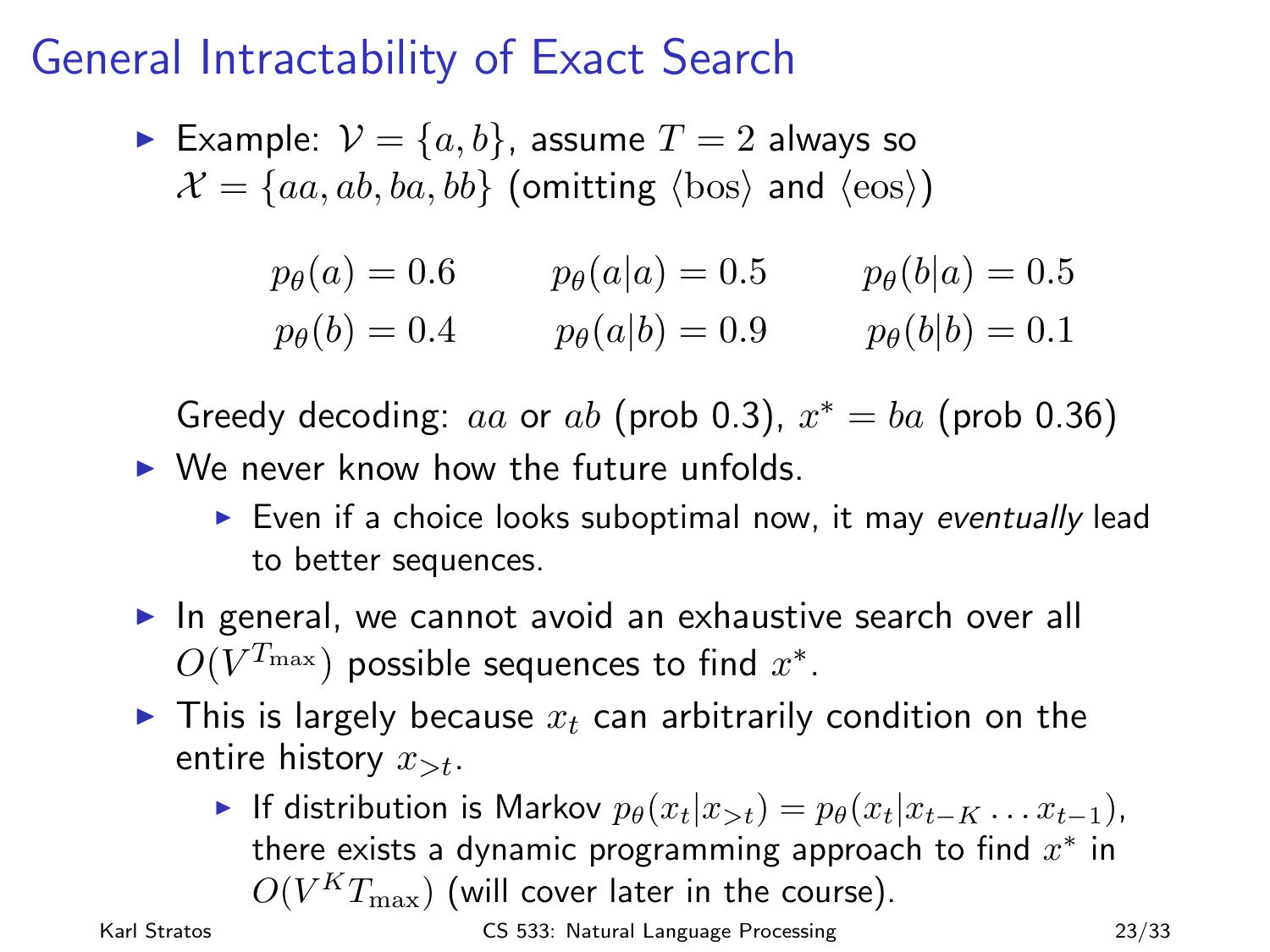# General Intractability of Exact Search

- Example: $\mathcal{V} = \{a, b\}$, assume $T = 2$ always so $\mathcal{X} = \{aa, ab, ba, bb\}$ (omitting $\langle \text{bos} \rangle$ and $\langle \text{eos} \rangle$)

$$p_\theta(a) = 0.6 \qquad p_\theta(a|a) = 0.5 \qquad p_\theta(b|a) = 0.5$$
$$p_\theta(b) = 0.4 \qquad p_\theta(a|b) = 0.9 \qquad p_\theta(b|b) = 0.1$$

  Greedy decoding: $aa$ or $ab$ (prob 0.3), $x^* = ba$ (prob 0.36)

- We never know how the future unfolds.
  - Even if a choice looks suboptimal now, it may *eventually* lead to better sequences.
- In general, we cannot avoid an exhaustive search over all $O(V^{T_{\max}})$ possible sequences to find $x^*$.
- This is largely because $x_t$ can arbitrarily condition on the entire history $x_{>t}$.
  - If distribution is Markov $p_\theta(x_t|x_{>t}) = p_\theta(x_t|x_{t-K} \dots x_{t-1})$, there exists a dynamic programming approach to find $x^*$ in $O(V^K T_{\max})$ (will cover later in the course).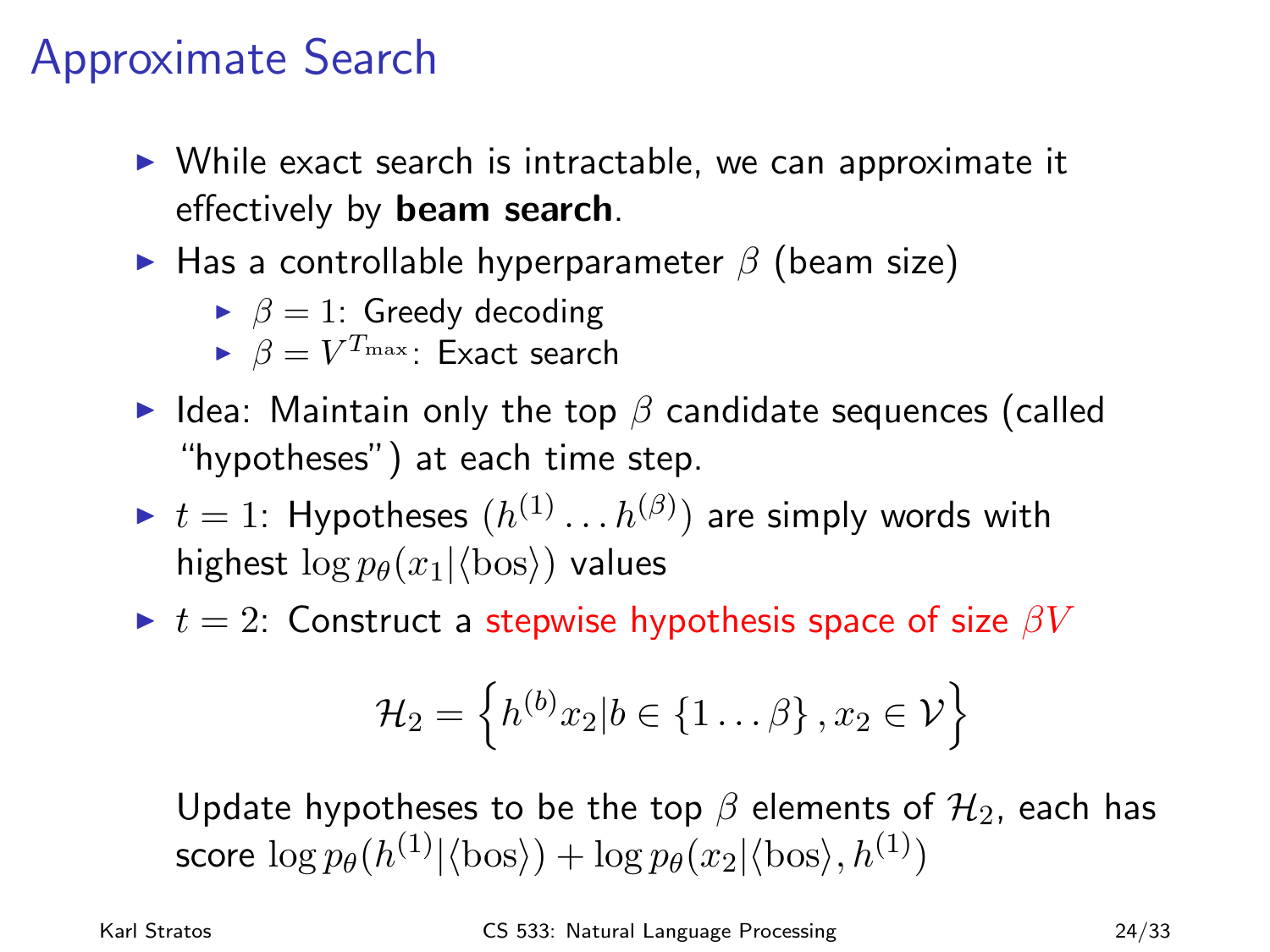# Approximate Search

- While exact search is intractable, we can approximate it effectively by **beam search**.
- Has a controllable hyperparameter $\beta$ (beam size)
  - $\beta = 1$: Greedy decoding
  - $\beta = V^{T_{\max}}$: Exact search
- Idea: Maintain only the top $\beta$ candidate sequences (called "hypotheses") at each time step.
- $t = 1$: Hypotheses $(h^{(1)} \ldots h^{(\beta)})$ are simply words with highest $\log p_\theta(x_1 | \langle \text{bos} \rangle)$ values
- $t = 2$: Construct a stepwise hypothesis space of size $\beta V$

$$\mathcal{H}_2 = \left\{ h^{(b)} x_2 | b \in \{1 \ldots \beta\}, x_2 \in \mathcal{V} \right\}$$

Update hypotheses to be the top $\beta$ elements of $\mathcal{H}_2$, each has score $\log p_\theta(h^{(1)} | \langle \text{bos} \rangle) + \log p_\theta(x_2 | \langle \text{bos} \rangle, h^{(1)})$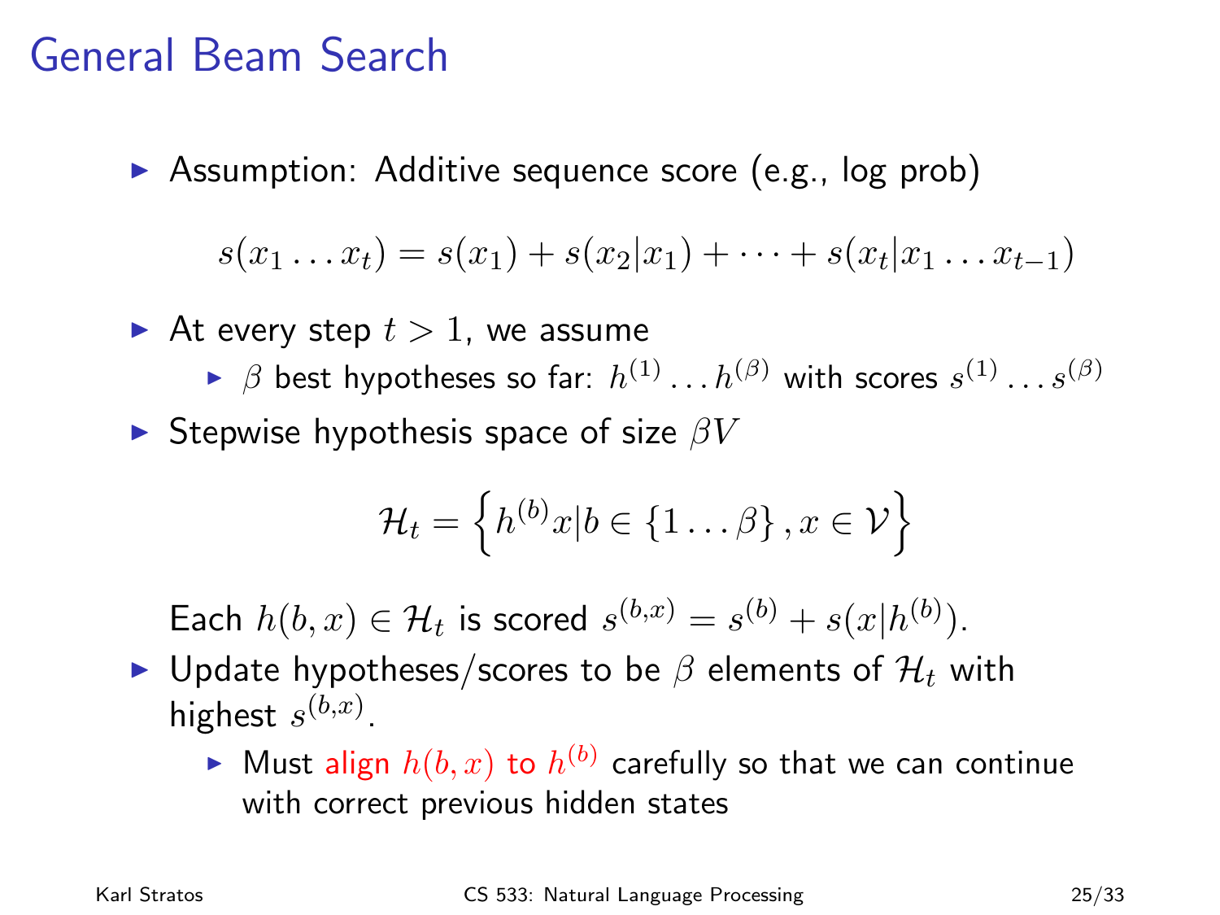# General Beam Search

- Assumption: Additive sequence score (e.g., log prob)

$$s(x_1 \ldots x_t) = s(x_1) + s(x_2|x_1) + \cdots + s(x_t|x_1 \ldots x_{t-1})$$

- At every step $t > 1$, we assume
  - $\beta$ best hypotheses so far: $h^{(1)} \ldots h^{(\beta)}$ with scores $s^{(1)} \ldots s^{(\beta)}$
- Stepwise hypothesis space of size $\beta V$

$$\mathcal{H}_t = \left\{ h^{(b)} x | b \in \{1 \ldots \beta\}, x \in \mathcal{V} \right\}$$

  Each $h(b,x) \in \mathcal{H}_t$ is scored $s^{(b,x)} = s^{(b)} + s(x|h^{(b)})$.

- Update hypotheses/scores to be $\beta$ elements of $\mathcal{H}_t$ with highest $s^{(b,x)}$.
  - Must align $h(b,x)$ to $h^{(b)}$ carefully so that we can continue with correct previous hidden states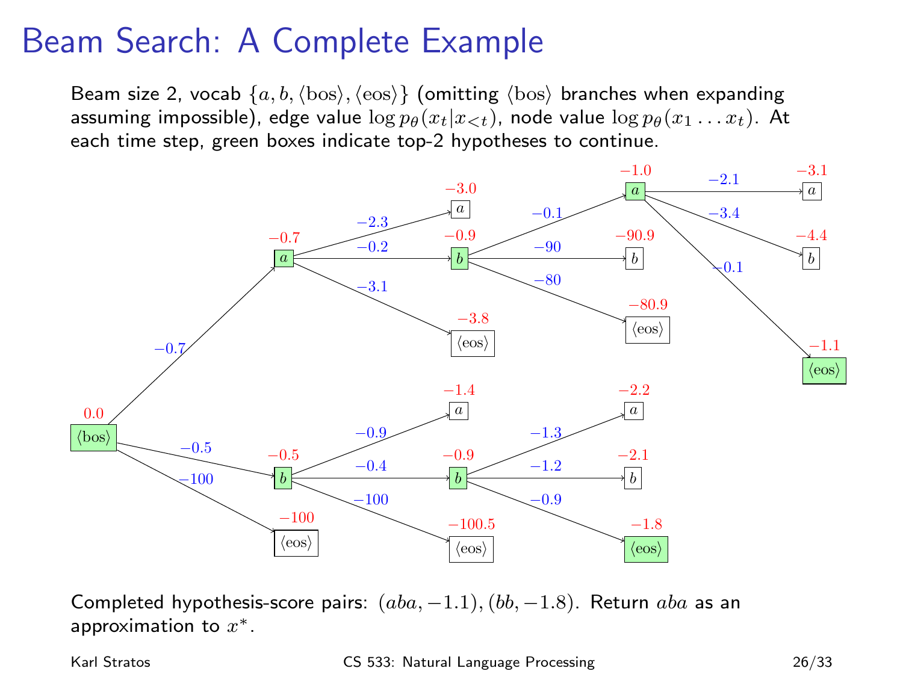# Beam Search: A Complete Example

Beam size 2, vocab $\{a, b, \langle\text{bos}\rangle, \langle\text{eos}\rangle\}$ (omitting $\langle\text{bos}\rangle$ branches when expanding assuming impossible), edge value $\log p_\theta(x_t|x_{<t})$, node value $\log p_\theta(x_1 \ldots x_t)$. At each time step, green boxes indicate top-2 hypotheses to continue.

Completed hypothesis-score pairs: $(aba, -1.1), (bb, -1.8)$. Return $aba$ as an approximation to $x^*$.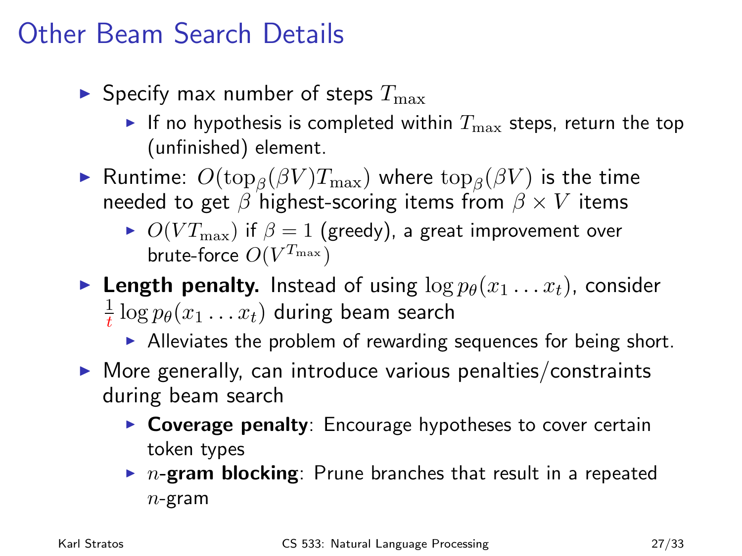# Other Beam Search Details

- Specify max number of steps $T_{\max}$
  - If no hypothesis is completed within $T_{\max}$ steps, return the top (unfinished) element.
- Runtime: $O(\text{top}_\beta(\beta V) T_{\max})$ where $\text{top}_\beta(\beta V)$ is the time needed to get $\beta$ highest-scoring items from $\beta \times V$ items
  - $O(V T_{\max})$ if $\beta = 1$ (greedy), a great improvement over brute-force $O(V^{T_{\max}})$
- **Length penalty.** Instead of using $\log p_\theta(x_1 \ldots x_t)$, consider $\frac{1}{t} \log p_\theta(x_1 \ldots x_t)$ during beam search
  - Alleviates the problem of rewarding sequences for being short.
- More generally, can introduce various penalties/constraints during beam search
  - **Coverage penalty**: Encourage hypotheses to cover certain token types
  - $n$-**gram blocking**: Prune branches that result in a repeated $n$-gram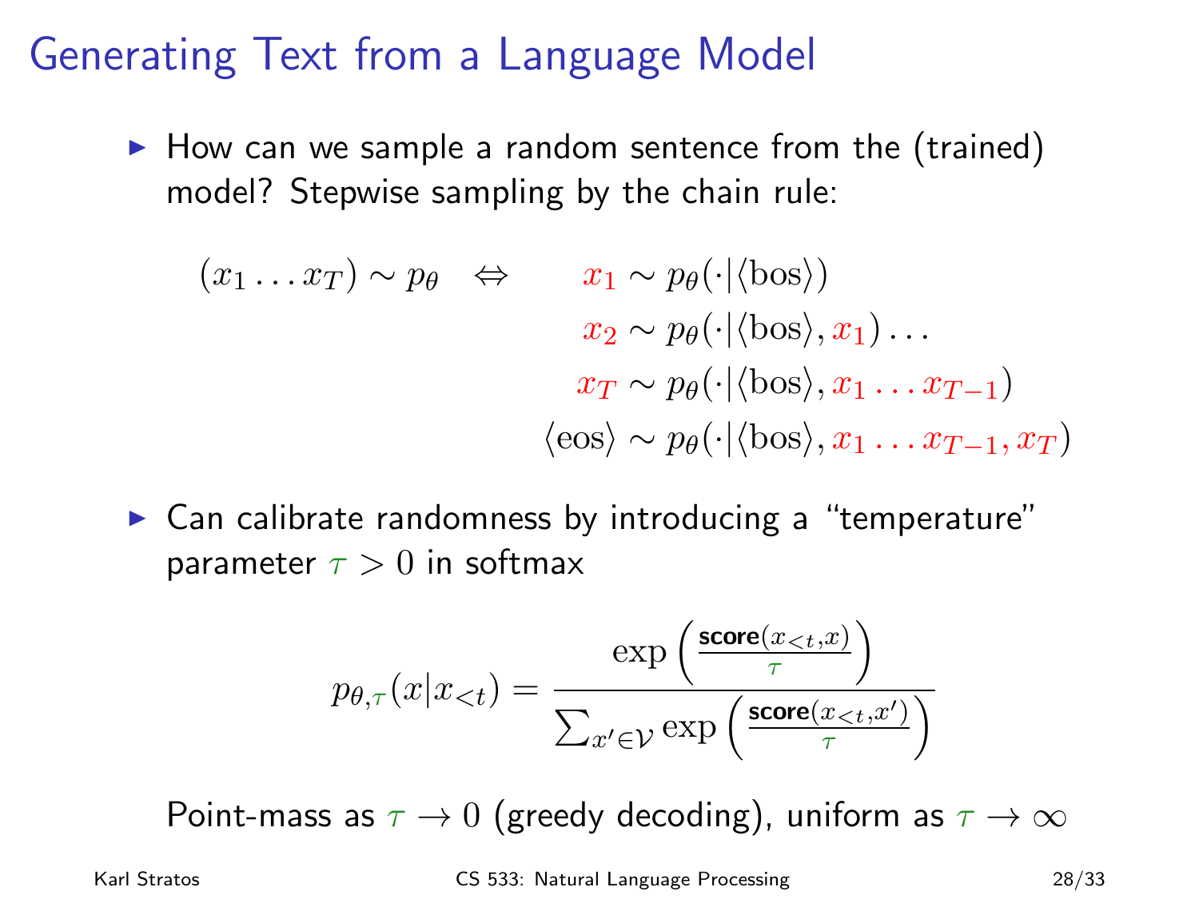# Generating Text from a Language Model

- How can we sample a random sentence from the (trained) model? Stepwise sampling by the chain rule:

$$
(x_1 \dots x_T) \sim p_\theta \quad \Leftrightarrow \quad
\begin{aligned}
x_1 &\sim p_\theta(\cdot | \langle \text{bos} \rangle) \\
x_2 &\sim p_\theta(\cdot | \langle \text{bos} \rangle, x_1) \dots \\
x_T &\sim p_\theta(\cdot | \langle \text{bos} \rangle, x_1 \dots x_{T-1}) \\
\langle \text{eos} \rangle &\sim p_\theta(\cdot | \langle \text{bos} \rangle, x_1 \dots x_{T-1}, x_T)
\end{aligned}
$$

- Can calibrate randomness by introducing a "temperature" parameter $\tau > 0$ in softmax

$$
p_{\theta,\tau}(x|x_{<t}) = \frac{\exp\left(\frac{\textbf{score}(x_{<t}, x)}{\tau}\right)}{\sum_{x' \in \mathcal{V}} \exp\left(\frac{\textbf{score}(x_{<t}, x')}{\tau}\right)}
$$

Point-mass as $\tau \to 0$ (greedy decoding), uniform as $\tau \to \infty$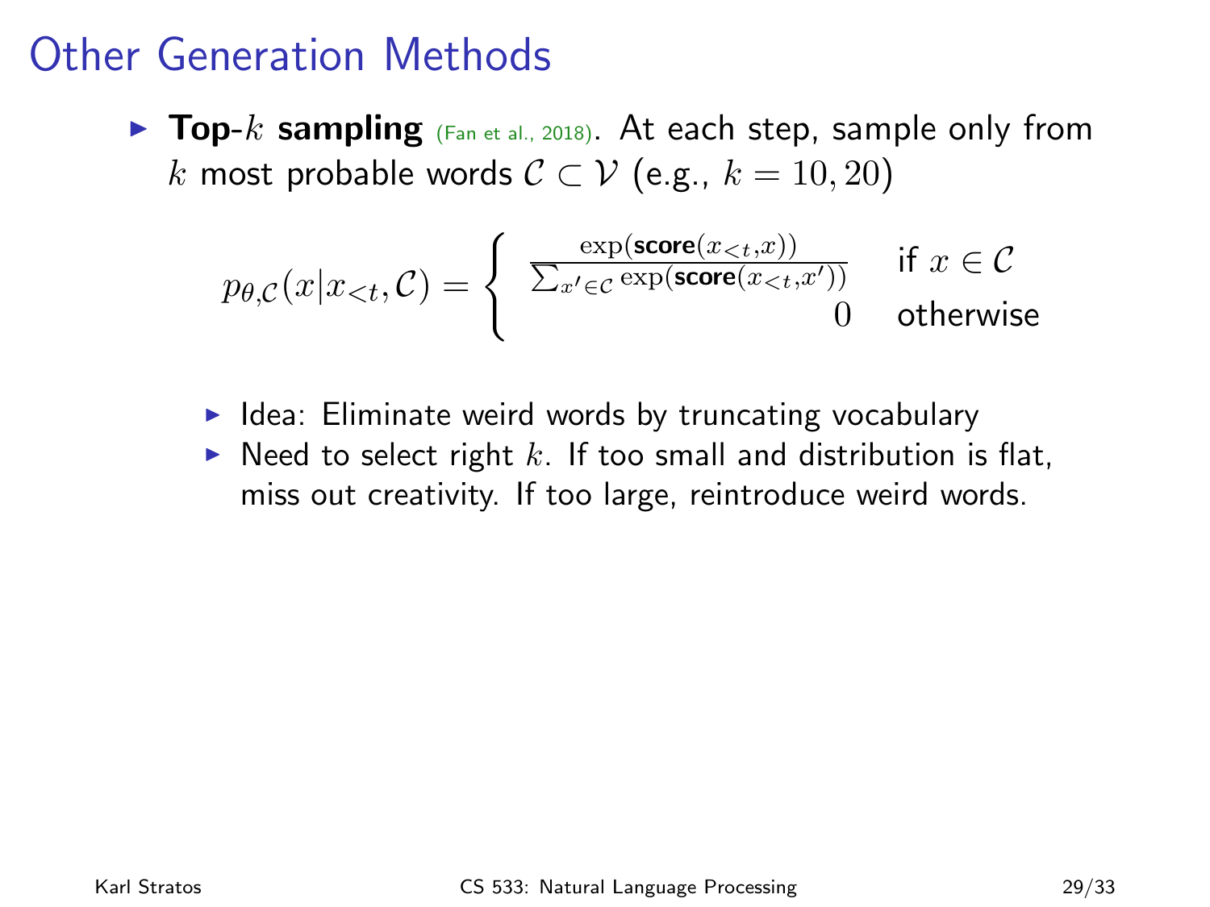# Other Generation Methods

- **Top-$k$ sampling** (Fan et al., 2018). At each step, sample only from $k$ most probable words $\mathcal{C} \subset \mathcal{V}$ (e.g., $k = 10, 20$)

$$p_{\theta,\mathcal{C}}(x|x_{<t}, \mathcal{C}) = \begin{cases} \frac{\exp(\textbf{score}(x_{<t}, x))}{\sum_{x' \in \mathcal{C}} \exp(\textbf{score}(x_{<t}, x'))} & \text{if } x \in \mathcal{C} \\ 0 & \text{otherwise} \end{cases}$$

  - Idea: Eliminate weird words by truncating vocabulary
  - Need to select right $k$. If too small and distribution is flat, miss out creativity. If too large, reintroduce weird words.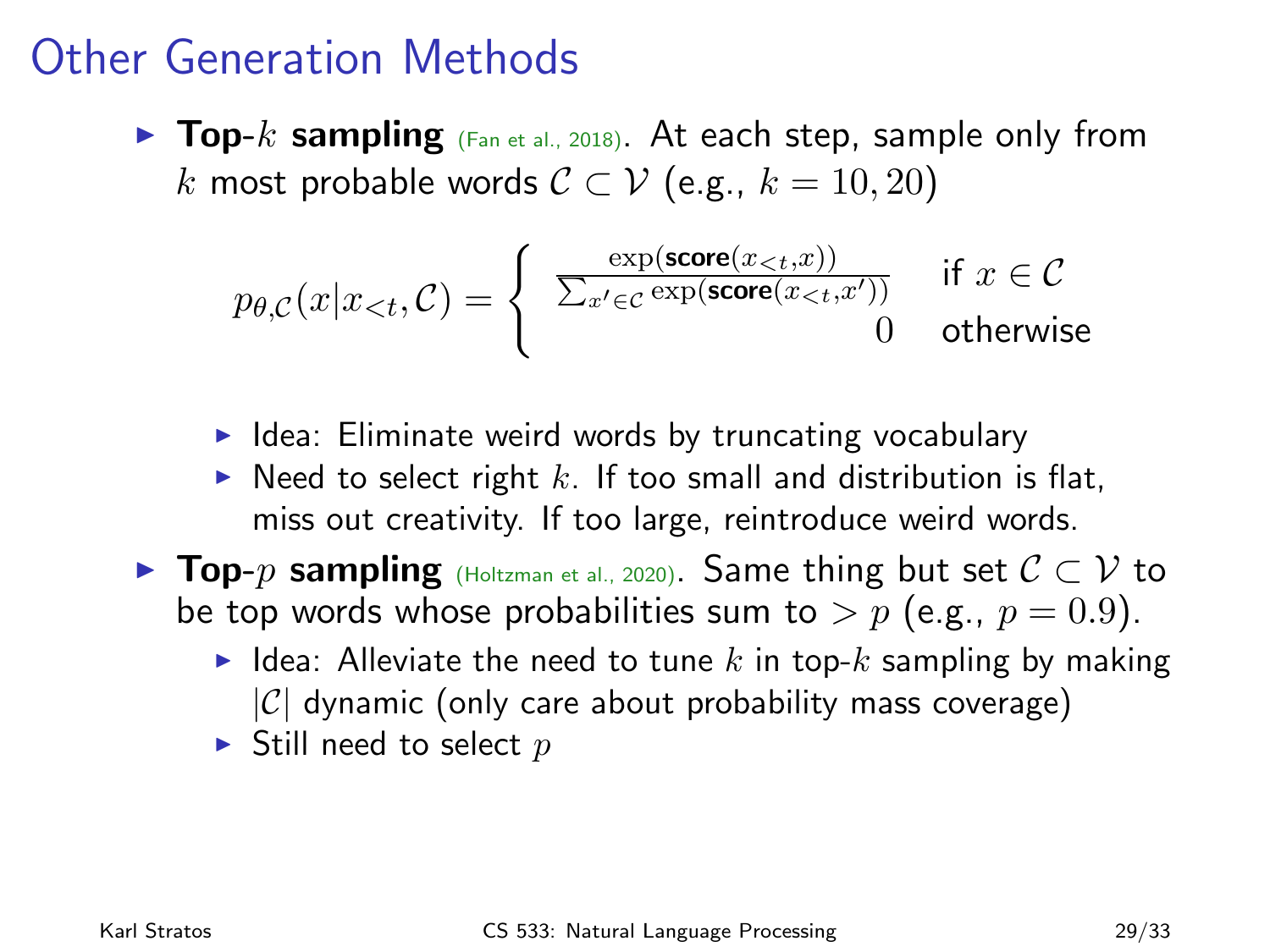# Other Generation Methods

- **Top-$k$ sampling** (Fan et al., 2018). At each step, sample only from $k$ most probable words $\mathcal{C} \subset \mathcal{V}$ (e.g., $k = 10, 20$)

$$p_{\theta,\mathcal{C}}(x|x_{<t}, \mathcal{C}) = \begin{cases} \frac{\exp(\textbf{score}(x_{<t}, x))}{\sum_{x' \in \mathcal{C}} \exp(\textbf{score}(x_{<t}, x'))} & \text{if } x \in \mathcal{C} \\ 0 & \text{otherwise} \end{cases}$$

  - Idea: Eliminate weird words by truncating vocabulary
  - Need to select right $k$. If too small and distribution is flat, miss out creativity. If too large, reintroduce weird words.
- **Top-$p$ sampling** (Holtzman et al., 2020). Same thing but set $\mathcal{C} \subset \mathcal{V}$ to be top words whose probabilities sum to $> p$ (e.g., $p = 0.9$).
  - Idea: Alleviate the need to tune $k$ in top-$k$ sampling by making $|\mathcal{C}|$ dynamic (only care about probability mass coverage)
  - Still need to select $p$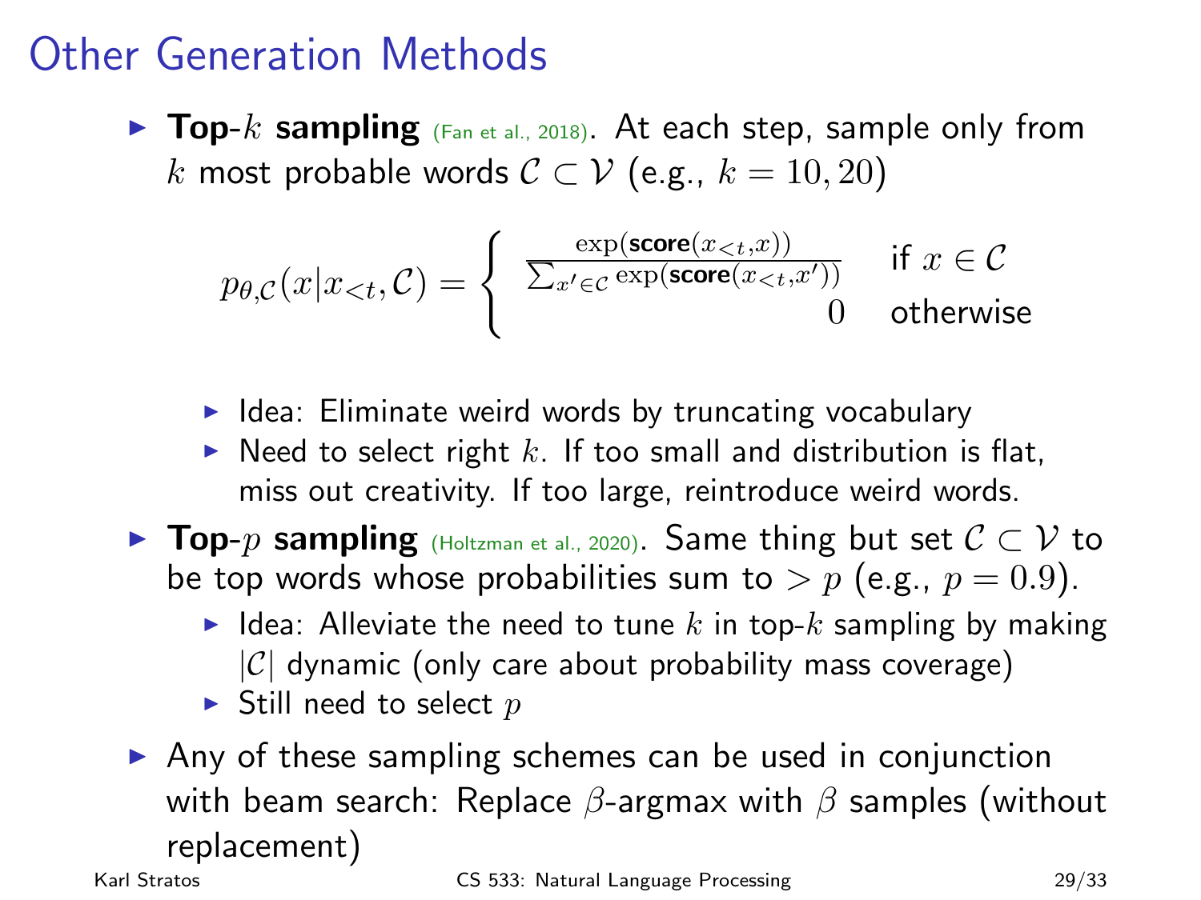# Other Generation Methods

- **Top-$k$ sampling** (Fan et al., 2018). At each step, sample only from $k$ most probable words $\mathcal{C} \subset \mathcal{V}$ (e.g., $k = 10, 20$)

$$p_{\theta,\mathcal{C}}(x|x_{<t}, \mathcal{C}) = \begin{cases} \frac{\exp(\textbf{score}(x_{<t},x))}{\sum_{x' \in \mathcal{C}} \exp(\textbf{score}(x_{<t},x'))} & \text{if } x \in \mathcal{C} \\ 0 & \text{otherwise} \end{cases}$$

  - Idea: Eliminate weird words by truncating vocabulary
  - Need to select right $k$. If too small and distribution is flat, miss out creativity. If too large, reintroduce weird words.
- **Top-$p$ sampling** (Holtzman et al., 2020). Same thing but set $\mathcal{C} \subset \mathcal{V}$ to be top words whose probabilities sum to $> p$ (e.g., $p = 0.9$).
  - Idea: Alleviate the need to tune $k$ in top-$k$ sampling by making $|\mathcal{C}|$ dynamic (only care about probability mass coverage)
  - Still need to select $p$
- Any of these sampling schemes can be used in conjunction with beam search: Replace $\beta$-argmax with $\beta$ samples (without replacement)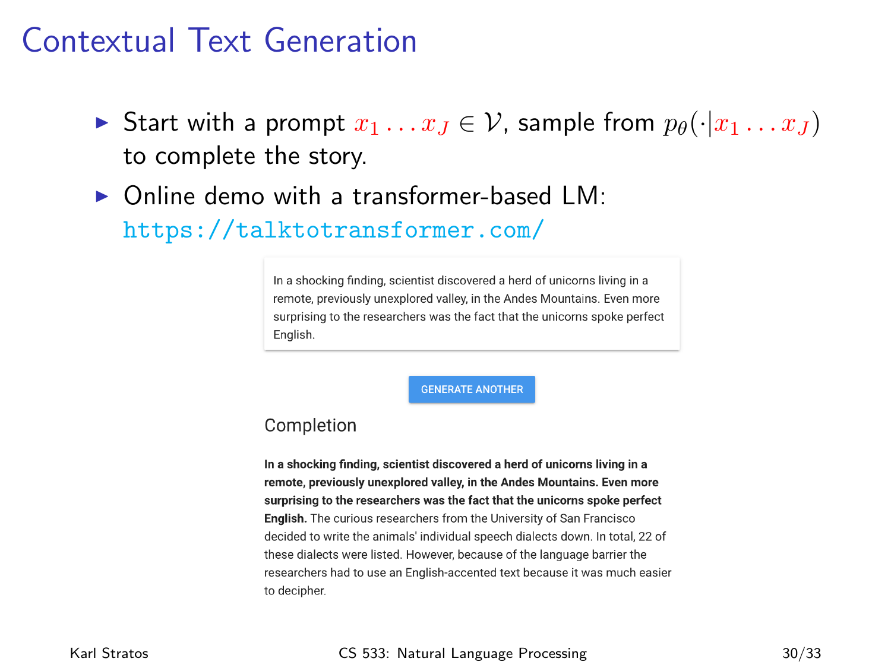# Contextual Text Generation

- Start with a prompt $x_1 \ldots x_J \in \mathcal{V}$, sample from $p_\theta(\cdot | x_1 \ldots x_J)$ to complete the story.
- Online demo with a transformer-based LM: https://talktotransformer.com/

In a shocking finding, scientist discovered a herd of unicorns living in a remote, previously unexplored valley, in the Andes Mountains. Even more surprising to the researchers was the fact that the unicorns spoke perfect English.

GENERATE ANOTHER

Completion

**In a shocking finding, scientist discovered a herd of unicorns living in a remote, previously unexplored valley, in the Andes Mountains. Even more surprising to the researchers was the fact that the unicorns spoke perfect English.** The curious researchers from the University of San Francisco decided to write the animals' individual speech dialects down. In total, 22 of these dialects were listed. However, because of the language barrier the researchers had to use an English-accented text because it was much easier to decipher.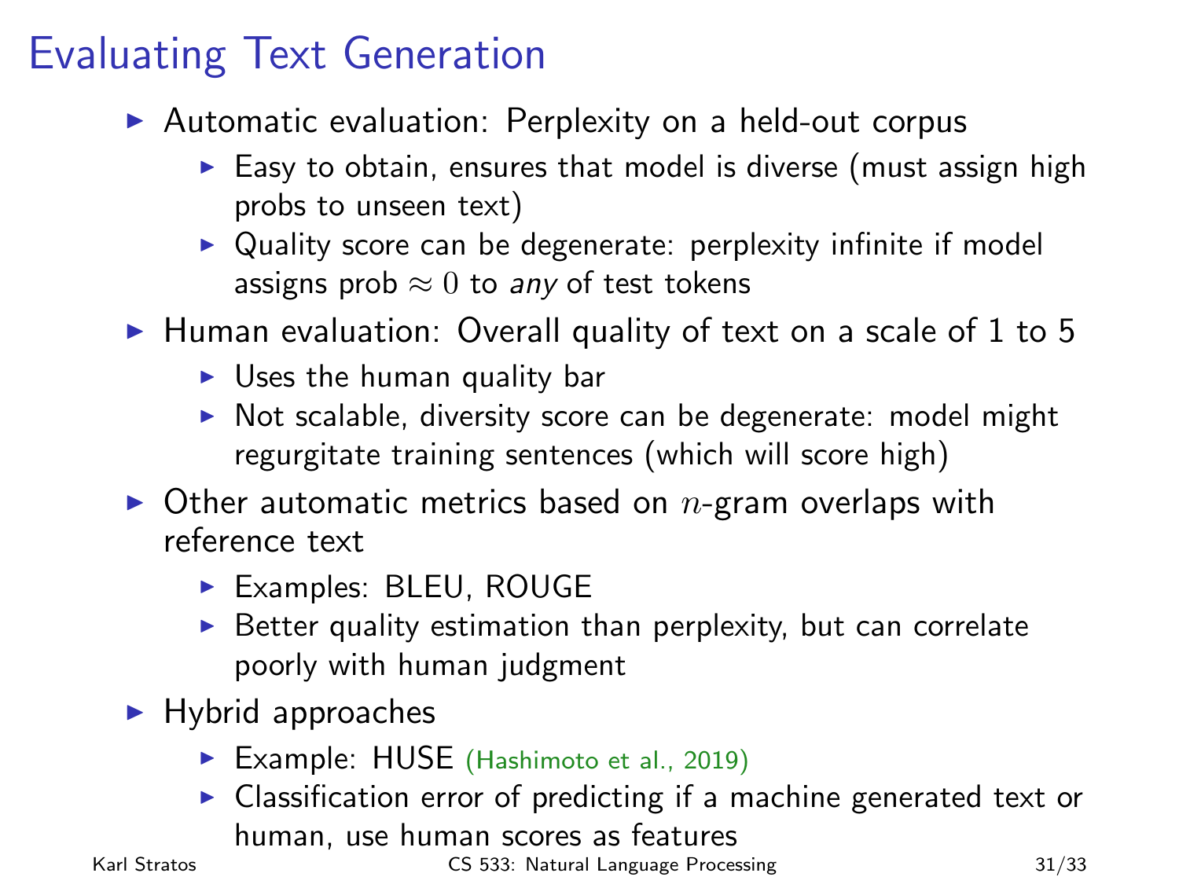# Evaluating Text Generation

- Automatic evaluation: Perplexity on a held-out corpus
  - Easy to obtain, ensures that model is diverse (must assign high probs to unseen text)
  - Quality score can be degenerate: perplexity infinite if model assigns prob $\approx 0$ to *any* of test tokens
- Human evaluation: Overall quality of text on a scale of 1 to 5
  - Uses the human quality bar
  - Not scalable, diversity score can be degenerate: model might regurgitate training sentences (which will score high)
- Other automatic metrics based on $n$-gram overlaps with reference text
  - Examples: BLEU, ROUGE
  - Better quality estimation than perplexity, but can correlate poorly with human judgment
- Hybrid approaches
  - Example: HUSE (Hashimoto et al., 2019)
  - Classification error of predicting if a machine generated text or human, use human scores as features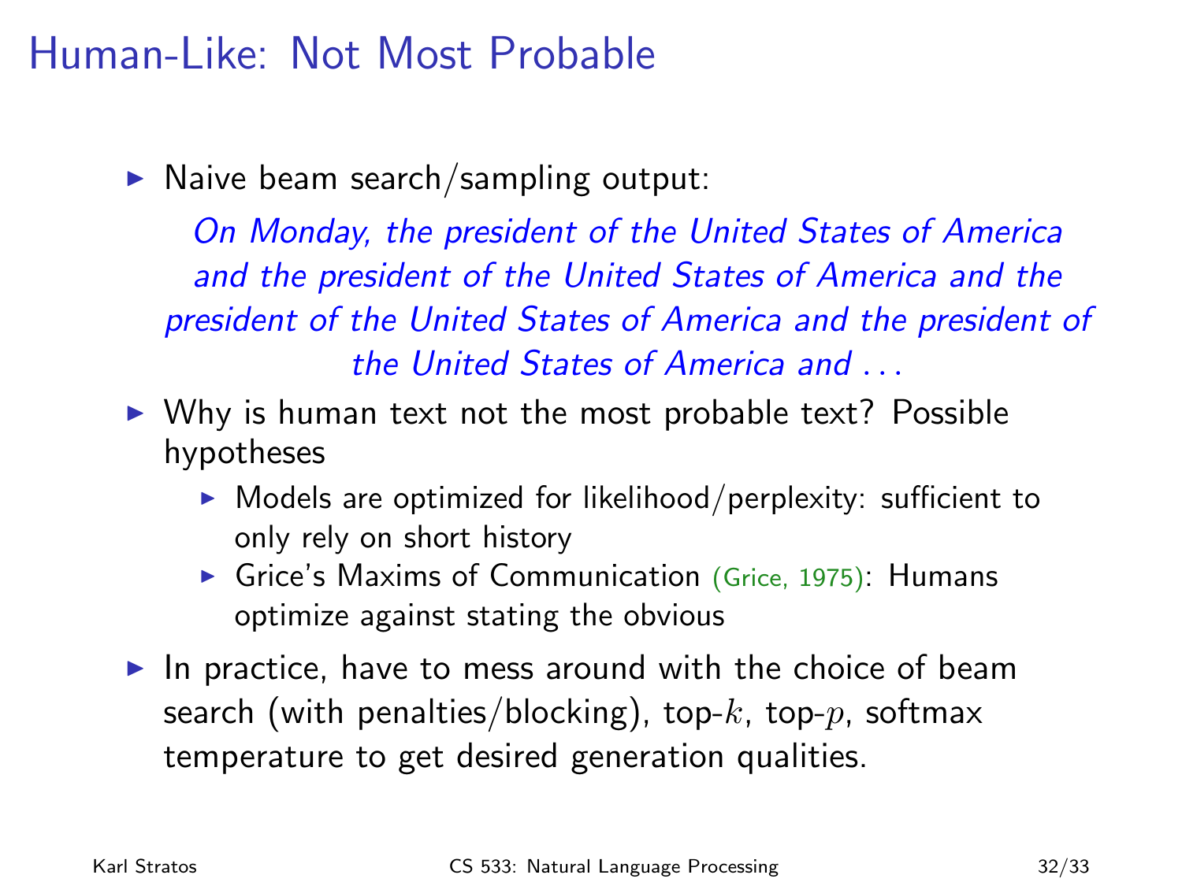# Human-Like: Not Most Probable

- Naive beam search/sampling output:

  *On Monday, the president of the United States of America and the president of the United States of America and the president of the United States of America and the president of the United States of America and ...*

- Why is human text not the most probable text? Possible hypotheses
  - Models are optimized for likelihood/perplexity: sufficient to only rely on short history
  - Grice's Maxims of Communication (Grice, 1975): Humans optimize against stating the obvious
- In practice, have to mess around with the choice of beam search (with penalties/blocking), top-$k$, top-$p$, softmax temperature to get desired generation qualities.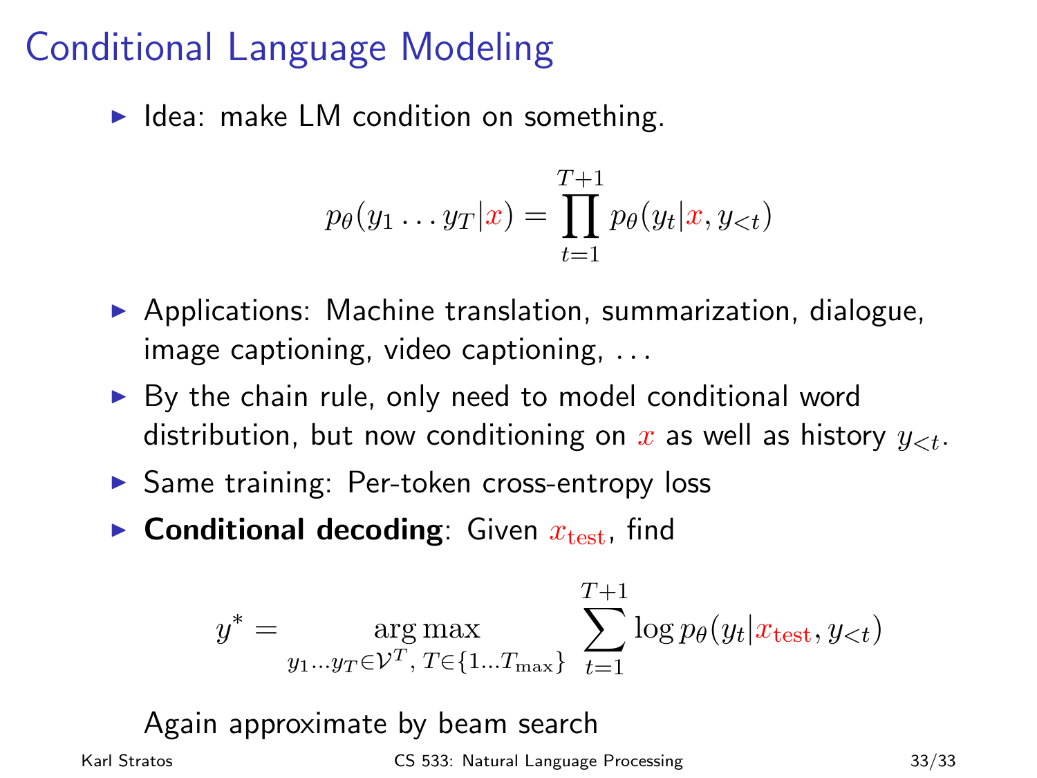# Conditional Language Modeling

- Idea: make LM condition on something.

$$p_\theta(y_1 \ldots y_T | x) = \prod_{t=1}^{T+1} p_\theta(y_t | x, y_{<t})$$

- Applications: Machine translation, summarization, dialogue, image captioning, video captioning, ...
- By the chain rule, only need to model conditional word distribution, but now conditioning on $x$ as well as history $y_{<t}$.
- Same training: Per-token cross-entropy loss
- **Conditional decoding**: Given $x_{\text{test}}$, find

$$y^* = \underset{y_1 \ldots y_T \in \mathcal{V}^T,\, T \in \{1 \ldots T_{\max}\}}{\arg\max} \sum_{t=1}^{T+1} \log p_\theta(y_t | x_{\text{test}}, y_{<t})$$

Again approximate by beam search